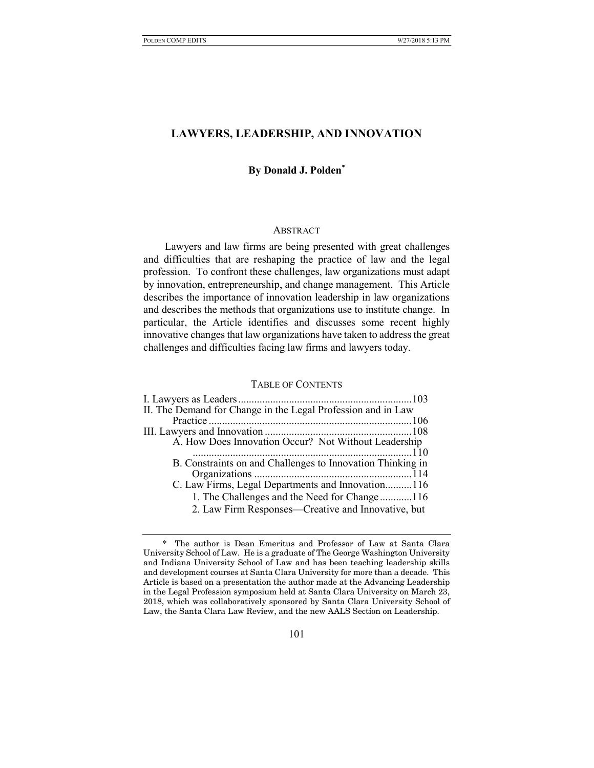# LAWYERS, LEADERSHIP, AND INNOVATION

**By Donald J. Polden[*]**

## ABSTRACT

Lawyers and law firms are being presented with great challenges and difficulties that are reshaping the practice of law and the legal profession. To confront these challenges, law organizations must adapt by innovation, entrepreneurship, and change management. This Article describes the importance of innovation leadership in law organizations and describes the methods that organizations use to institute change. In particular, the Article identifies and discusses some recent highly innovative changes that law organizations have taken to address the great challenges and difficulties facing law firms and lawyers today.

## TABLE OF CONTENTS

I. Lawyers as Leaders ........................................................ 103
II. The Demand for Change in the Legal Profession and in Law Practice ........................................................ 106
III. Lawyers and Innovation ........................................................ 108
- A. How Does Innovation Occur? Not Without Leadership ........................................................ 110
- B. Constraints on and Challenges to Innovation Thinking in Organizations ........................................................ 114
- C. Law Firms, Legal Departments and Innovation.......... 116
  - 1. The Challenges and the Need for Change ............ 116
  - 2. Law Firm Responses—Creative and Innovative, but

---

[*] The author is Dean Emeritus and Professor of Law at Santa Clara University School of Law. He is a graduate of The George Washington University and Indiana University School of Law and has been teaching leadership skills and development courses at Santa Clara University for more than a decade. This Article is based on a presentation the author made at the Advancing Leadership in the Legal Profession symposium held at Santa Clara University on March 23, 2018, which was collaboratively sponsored by Santa Clara University School of Law, the Santa Clara Law Review, and the new AALS Section on Leadership.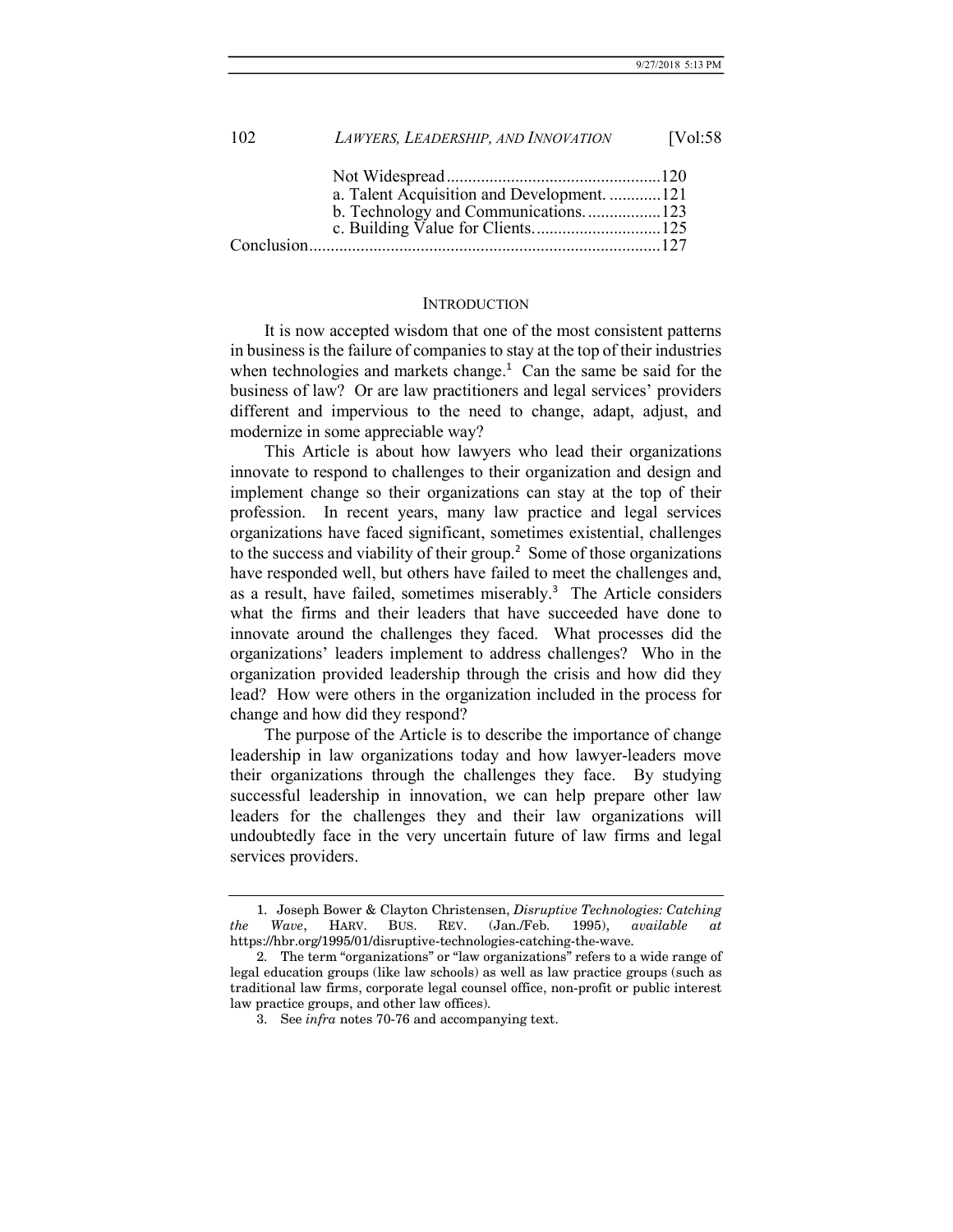Not Widespread.................................................120
a. Talent Acquisition and Development. ............121
b. Technology and Communications..................123
c. Building Value for Clients.............................125
Conclusion.................................................................................127

## INTRODUCTION

It is now accepted wisdom that one of the most consistent patterns in business is the failure of companies to stay at the top of their industries when technologies and markets change.[1] Can the same be said for the business of law? Or are law practitioners and legal services' providers different and impervious to the need to change, adapt, adjust, and modernize in some appreciable way?

This Article is about how lawyers who lead their organizations innovate to respond to challenges to their organization and design and implement change so their organizations can stay at the top of their profession. In recent years, many law practice and legal services organizations have faced significant, sometimes existential, challenges to the success and viability of their group.[2] Some of those organizations have responded well, but others have failed to meet the challenges and, as a result, have failed, sometimes miserably.[3] The Article considers what the firms and their leaders that have succeeded have done to innovate around the challenges they faced. What processes did the organizations' leaders implement to address challenges? Who in the organization provided leadership through the crisis and how did they lead? How were others in the organization included in the process for change and how did they respond?

The purpose of the Article is to describe the importance of change leadership in law organizations today and how lawyer-leaders move their organizations through the challenges they face. By studying successful leadership in innovation, we can help prepare other law leaders for the challenges they and their law organizations will undoubtedly face in the very uncertain future of law firms and legal services providers.

---

1. Joseph Bower & Clayton Christensen, *Disruptive Technologies: Catching the Wave*, HARV. BUS. REV. (Jan./Feb. 1995), *available at* https://hbr.org/1995/01/disruptive-technologies-catching-the-wave.

2. The term "organizations" or "law organizations" refers to a wide range of legal education groups (like law schools) as well as law practice groups (such as traditional law firms, corporate legal counsel office, non-profit or public interest law practice groups, and other law offices).

3. See *infra* notes 70-76 and accompanying text.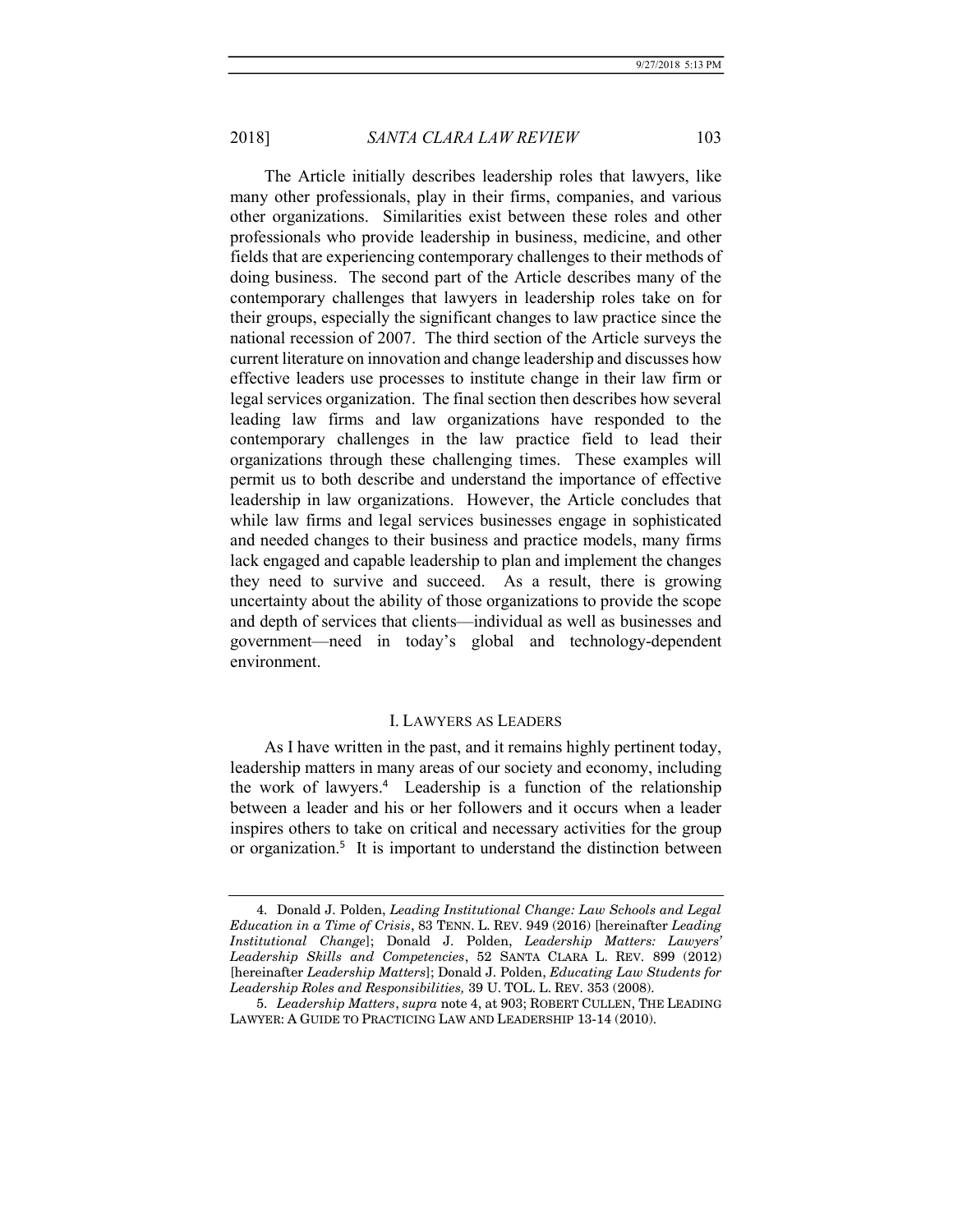The Article initially describes leadership roles that lawyers, like many other professionals, play in their firms, companies, and various other organizations. Similarities exist between these roles and other professionals who provide leadership in business, medicine, and other fields that are experiencing contemporary challenges to their methods of doing business. The second part of the Article describes many of the contemporary challenges that lawyers in leadership roles take on for their groups, especially the significant changes to law practice since the national recession of 2007. The third section of the Article surveys the current literature on innovation and change leadership and discusses how effective leaders use processes to institute change in their law firm or legal services organization. The final section then describes how several leading law firms and law organizations have responded to the contemporary challenges in the law practice field to lead their organizations through these challenging times. These examples will permit us to both describe and understand the importance of effective leadership in law organizations. However, the Article concludes that while law firms and legal services businesses engage in sophisticated and needed changes to their business and practice models, many firms lack engaged and capable leadership to plan and implement the changes they need to survive and succeed. As a result, there is growing uncertainty about the ability of those organizations to provide the scope and depth of services that clients—individual as well as businesses and government—need in today's global and technology-dependent environment.

## I. LAWYERS AS LEADERS

As I have written in the past, and it remains highly pertinent today, leadership matters in many areas of our society and economy, including the work of lawyers.[4] Leadership is a function of the relationship between a leader and his or her followers and it occurs when a leader inspires others to take on critical and necessary activities for the group or organization.[5] It is important to understand the distinction between

---

4. Donald J. Polden, *Leading Institutional Change: Law Schools and Legal Education in a Time of Crisis*, 83 TENN. L. REV. 949 (2016) [hereinafter *Leading Institutional Change*]; Donald J. Polden, *Leadership Matters: Lawyers' Leadership Skills and Competencies*, 52 SANTA CLARA L. REV. 899 (2012) [hereinafter *Leadership Matters*]; Donald J. Polden, *Educating Law Students for Leadership Roles and Responsibilities,* 39 U. TOL. L. REV. 353 (2008).

5. *Leadership Matters*, *supra* note 4, at 903; ROBERT CULLEN, THE LEADING LAWYER: A GUIDE TO PRACTICING LAW AND LEADERSHIP 13-14 (2010).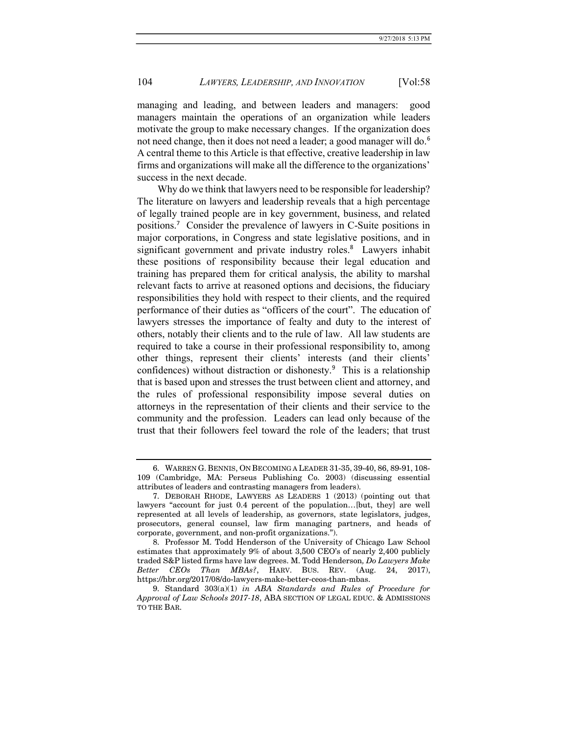managing and leading, and between leaders and managers: good managers maintain the operations of an organization while leaders motivate the group to make necessary changes. If the organization does not need change, then it does not need a leader; a good manager will do.[6] A central theme to this Article is that effective, creative leadership in law firms and organizations will make all the difference to the organizations' success in the next decade.

Why do we think that lawyers need to be responsible for leadership? The literature on lawyers and leadership reveals that a high percentage of legally trained people are in key government, business, and related positions.[7] Consider the prevalence of lawyers in C-Suite positions in major corporations, in Congress and state legislative positions, and in significant government and private industry roles.[8] Lawyers inhabit these positions of responsibility because their legal education and training has prepared them for critical analysis, the ability to marshal relevant facts to arrive at reasoned options and decisions, the fiduciary responsibilities they hold with respect to their clients, and the required performance of their duties as "officers of the court". The education of lawyers stresses the importance of fealty and duty to the interest of others, notably their clients and to the rule of law. All law students are required to take a course in their professional responsibility to, among other things, represent their clients' interests (and their clients' confidences) without distraction or dishonesty.[9] This is a relationship that is based upon and stresses the trust between client and attorney, and the rules of professional responsibility impose several duties on attorneys in the representation of their clients and their service to the community and the profession. Leaders can lead only because of the trust that their followers feel toward the role of the leaders; that trust

---

6. WARREN G. BENNIS, ON BECOMING A LEADER 31-35, 39-40, 86, 89-91, 108-109 (Cambridge, MA: Perseus Publishing Co. 2003) (discussing essential attributes of leaders and contrasting managers from leaders).

7. DEBORAH RHODE, LAWYERS AS LEADERS 1 (2013) (pointing out that lawyers "account for just 0.4 percent of the population…[but, they] are well represented at all levels of leadership, as governors, state legislators, judges, prosecutors, general counsel, law firm managing partners, and heads of corporate, government, and non-profit organizations.").

8. Professor M. Todd Henderson of the University of Chicago Law School estimates that approximately 9% of about 3,500 CEO's of nearly 2,400 publicly traded S&P listed firms have law degrees. M. Todd Henderson, *Do Lawyers Make Better CEOs Than MBAs?*, HARV. BUS. REV. (Aug. 24, 2017), https://hbr.org/2017/08/do-lawyers-make-better-ceos-than-mbas.

9. Standard 303(a)(1) *in ABA Standards and Rules of Procedure for Approval of Law Schools 2017-18*, ABA SECTION OF LEGAL EDUC. & ADMISSIONS TO THE BAR.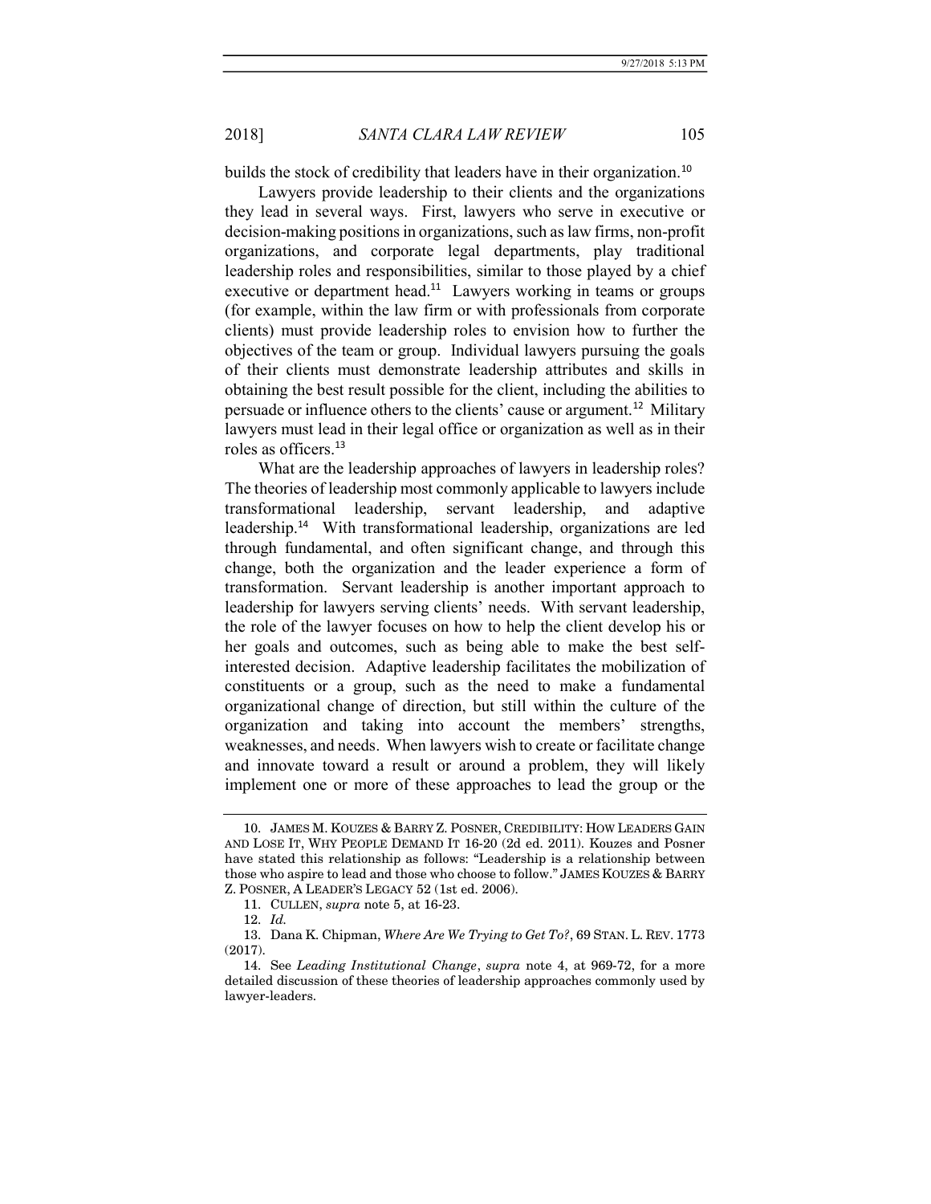builds the stock of credibility that leaders have in their organization.[10]

Lawyers provide leadership to their clients and the organizations they lead in several ways. First, lawyers who serve in executive or decision-making positions in organizations, such as law firms, non-profit organizations, and corporate legal departments, play traditional leadership roles and responsibilities, similar to those played by a chief executive or department head.[11] Lawyers working in teams or groups (for example, within the law firm or with professionals from corporate clients) must provide leadership roles to envision how to further the objectives of the team or group. Individual lawyers pursuing the goals of their clients must demonstrate leadership attributes and skills in obtaining the best result possible for the client, including the abilities to persuade or influence others to the clients' cause or argument.[12] Military lawyers must lead in their legal office or organization as well as in their roles as officers.[13]

What are the leadership approaches of lawyers in leadership roles? The theories of leadership most commonly applicable to lawyers include transformational leadership, servant leadership, and adaptive leadership.[14] With transformational leadership, organizations are led through fundamental, and often significant change, and through this change, both the organization and the leader experience a form of transformation. Servant leadership is another important approach to leadership for lawyers serving clients' needs. With servant leadership, the role of the lawyer focuses on how to help the client develop his or her goals and outcomes, such as being able to make the best self-interested decision. Adaptive leadership facilitates the mobilization of constituents or a group, such as the need to make a fundamental organizational change of direction, but still within the culture of the organization and taking into account the members' strengths, weaknesses, and needs. When lawyers wish to create or facilitate change and innovate toward a result or around a problem, they will likely implement one or more of these approaches to lead the group or the

---

10. JAMES M. KOUZES & BARRY Z. POSNER, CREDIBILITY: HOW LEADERS GAIN AND LOSE IT, WHY PEOPLE DEMAND IT 16-20 (2d ed. 2011). Kouzes and Posner have stated this relationship as follows: "Leadership is a relationship between those who aspire to lead and those who choose to follow." JAMES KOUZES & BARRY Z. POSNER, A LEADER'S LEGACY 52 (1st ed. 2006).

11. CULLEN, *supra* note 5, at 16-23.

12. *Id.*

13. Dana K. Chipman, *Where Are We Trying to Get To?*, 69 STAN. L. REV. 1773 (2017).

14. See *Leading Institutional Change*, *supra* note 4, at 969-72, for a more detailed discussion of these theories of leadership approaches commonly used by lawyer-leaders.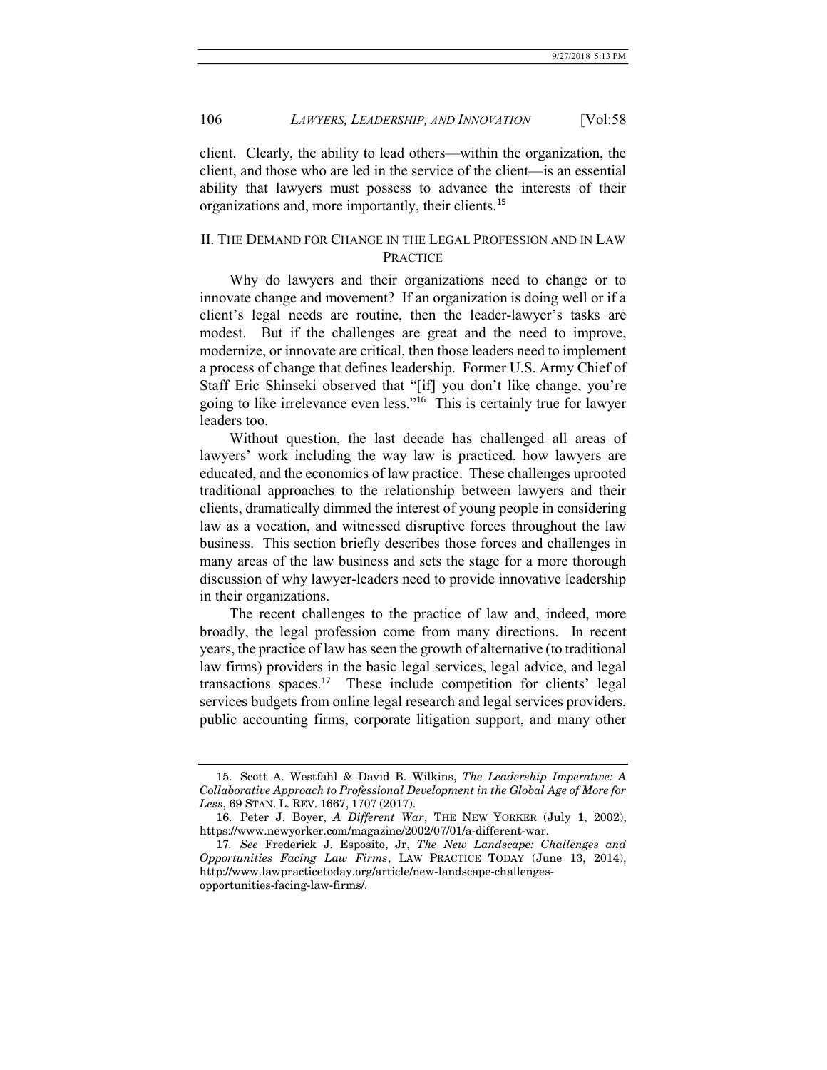client. Clearly, the ability to lead others—within the organization, the client, and those who are led in the service of the client—is an essential ability that lawyers must possess to advance the interests of their organizations and, more importantly, their clients.[15]

## II. THE DEMAND FOR CHANGE IN THE LEGAL PROFESSION AND IN LAW PRACTICE

Why do lawyers and their organizations need to change or to innovate change and movement? If an organization is doing well or if a client's legal needs are routine, then the leader-lawyer's tasks are modest. But if the challenges are great and the need to improve, modernize, or innovate are critical, then those leaders need to implement a process of change that defines leadership. Former U.S. Army Chief of Staff Eric Shinseki observed that "[if] you don't like change, you're going to like irrelevance even less."[16] This is certainly true for lawyer leaders too.

Without question, the last decade has challenged all areas of lawyers' work including the way law is practiced, how lawyers are educated, and the economics of law practice. These challenges uprooted traditional approaches to the relationship between lawyers and their clients, dramatically dimmed the interest of young people in considering law as a vocation, and witnessed disruptive forces throughout the law business. This section briefly describes those forces and challenges in many areas of the law business and sets the stage for a more thorough discussion of why lawyer-leaders need to provide innovative leadership in their organizations.

The recent challenges to the practice of law and, indeed, more broadly, the legal profession come from many directions. In recent years, the practice of law has seen the growth of alternative (to traditional law firms) providers in the basic legal services, legal advice, and legal transactions spaces.[17] These include competition for clients' legal services budgets from online legal research and legal services providers, public accounting firms, corporate litigation support, and many other

---

15. Scott A. Westfahl & David B. Wilkins, *The Leadership Imperative: A Collaborative Approach to Professional Development in the Global Age of More for Less*, 69 STAN. L. REV. 1667, 1707 (2017).

16. Peter J. Boyer, *A Different War*, THE NEW YORKER (July 1, 2002), https://www.newyorker.com/magazine/2002/07/01/a-different-war.

17. *See* Frederick J. Esposito, Jr, *The New Landscape: Challenges and Opportunities Facing Law Firms*, LAW PRACTICE TODAY (June 13, 2014), http://www.lawpracticetoday.org/article/new-landscape-challenges-opportunities-facing-law-firms/.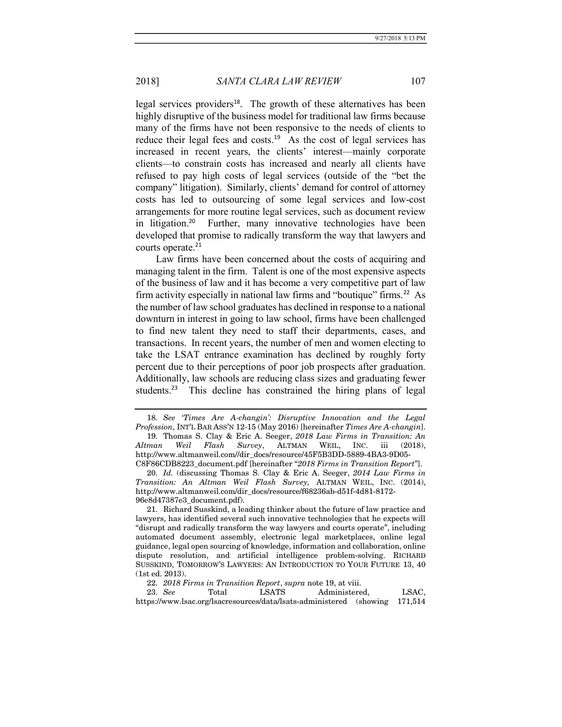legal services providers[18]. The growth of these alternatives has been highly disruptive of the business model for traditional law firms because many of the firms have not been responsive to the needs of clients to reduce their legal fees and costs.[19] As the cost of legal services has increased in recent years, the clients' interest—mainly corporate clients—to constrain costs has increased and nearly all clients have refused to pay high costs of legal services (outside of the "bet the company" litigation). Similarly, clients' demand for control of attorney costs has led to outsourcing of some legal services and low-cost arrangements for more routine legal services, such as document review in litigation.[20] Further, many innovative technologies have been developed that promise to radically transform the way that lawyers and courts operate.[21]

Law firms have been concerned about the costs of acquiring and managing talent in the firm. Talent is one of the most expensive aspects of the business of law and it has become a very competitive part of law firm activity especially in national law firms and "boutique" firms.[22] As the number of law school graduates has declined in response to a national downturn in interest in going to law school, firms have been challenged to find new talent they need to staff their departments, cases, and transactions. In recent years, the number of men and women electing to take the LSAT entrance examination has declined by roughly forty percent due to their perceptions of poor job prospects after graduation. Additionally, law schools are reducing class sizes and graduating fewer students.[23] This decline has constrained the hiring plans of legal

---

18. *See 'Times Are A-changin': Disruptive Innovation and the Legal Profession*, INT'L BAR ASS'N 12-15 (May 2016) [hereinafter *Times Are A-changin*].

19. Thomas S. Clay & Eric A. Seeger, *2018 Law Firms in Transition: An Altman Weil Flash Survey*, ALTMAN WEIL, INC. iii (2018), http://www.altmanweil.com//dir_docs/resource/45F5B3DD-5889-4BA3-9D05-C8F86CDB8223_document.pdf [hereinafter "*2018 Firms in Transition Report*"].

20. *Id.* (discussing Thomas S. Clay & Eric A. Seeger, *2014 Law Firms in Transition: An Altman Weil Flash Survey,* ALTMAN WEIL, INC. (2014), http://www.altmanweil.com/dir_docs/resource/f68236ab-d51f-4d81-8172-96e8d47387e3_document.pdf).

21. Richard Susskind, a leading thinker about the future of law practice and lawyers, has identified several such innovative technologies that he expects will "disrupt and radically transform the way lawyers and courts operate", including automated document assembly, electronic legal marketplaces, online legal guidance, legal open sourcing of knowledge, information and collaboration, online dispute resolution, and artificial intelligence problem-solving. RICHARD SUSSKIND, TOMORROW'S LAWYERS: AN INTRODUCTION TO YOUR FUTURE 13, 40 (1st ed. 2013).

22. *2018 Firms in Transition Report*, *supra* note 19, at viii.

23. *See* Total LSATS Administered, LSAC, https://www.lsac.org/lsacresources/data/lsats-administered (showing 171,514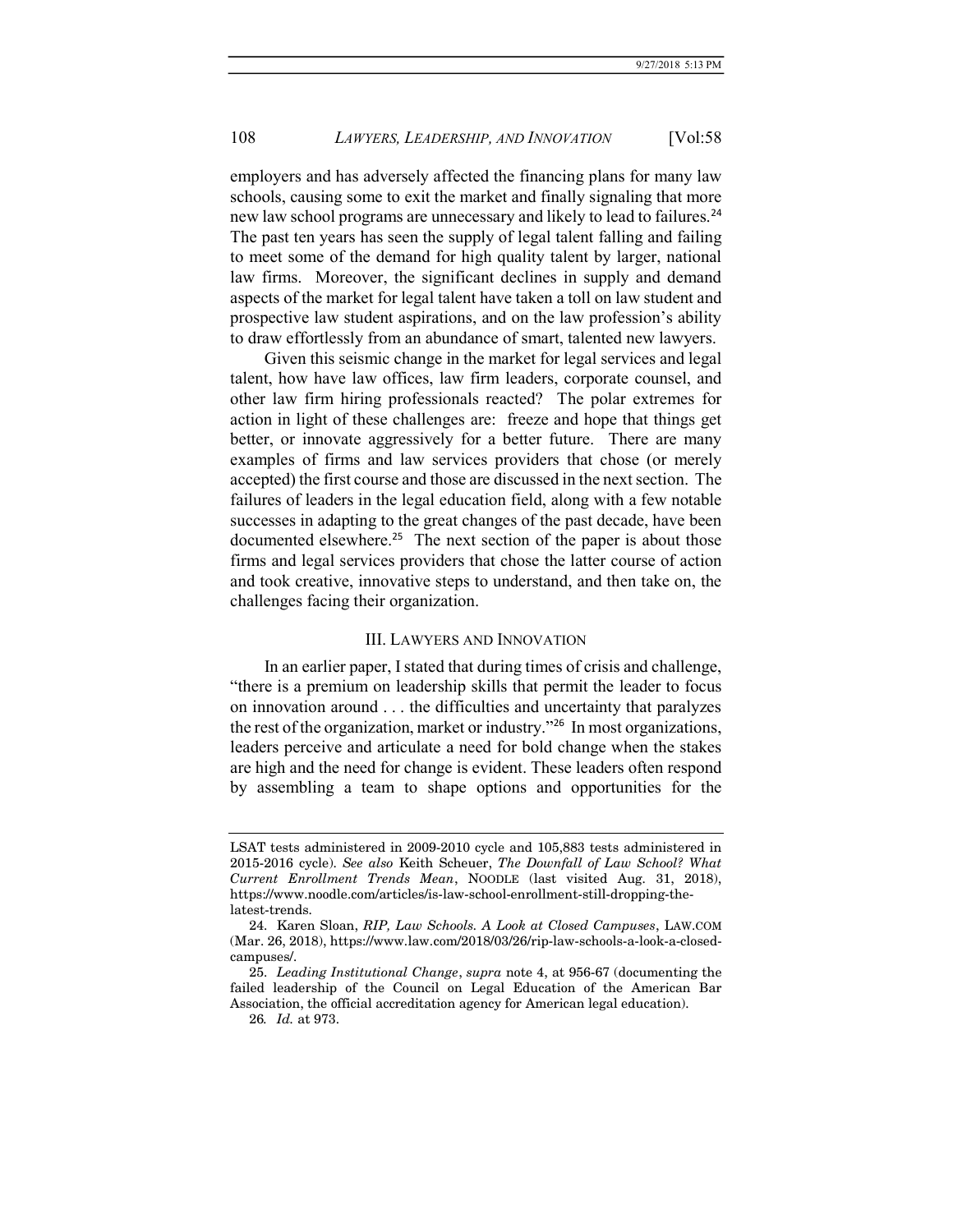employers and has adversely affected the financing plans for many law schools, causing some to exit the market and finally signaling that more new law school programs are unnecessary and likely to lead to failures.[24] The past ten years has seen the supply of legal talent falling and failing to meet some of the demand for high quality talent by larger, national law firms. Moreover, the significant declines in supply and demand aspects of the market for legal talent have taken a toll on law student and prospective law student aspirations, and on the law profession's ability to draw effortlessly from an abundance of smart, talented new lawyers.

Given this seismic change in the market for legal services and legal talent, how have law offices, law firm leaders, corporate counsel, and other law firm hiring professionals reacted? The polar extremes for action in light of these challenges are: freeze and hope that things get better, or innovate aggressively for a better future. There are many examples of firms and law services providers that chose (or merely accepted) the first course and those are discussed in the next section. The failures of leaders in the legal education field, along with a few notable successes in adapting to the great changes of the past decade, have been documented elsewhere.[25] The next section of the paper is about those firms and legal services providers that chose the latter course of action and took creative, innovative steps to understand, and then take on, the challenges facing their organization.

## III. LAWYERS AND INNOVATION

In an earlier paper, I stated that during times of crisis and challenge, "there is a premium on leadership skills that permit the leader to focus on innovation around . . . the difficulties and uncertainty that paralyzes the rest of the organization, market or industry."[26] In most organizations, leaders perceive and articulate a need for bold change when the stakes are high and the need for change is evident. These leaders often respond by assembling a team to shape options and opportunities for the

---

LSAT tests administered in 2009-2010 cycle and 105,883 tests administered in 2015-2016 cycle). *See also* Keith Scheuer, *The Downfall of Law School? What Current Enrollment Trends Mean*, NOODLE (last visited Aug. 31, 2018), https://www.noodle.com/articles/is-law-school-enrollment-still-dropping-the-latest-trends.

24. Karen Sloan, *RIP, Law Schools. A Look at Closed Campuses*, LAW.COM (Mar. 26, 2018), https://www.law.com/2018/03/26/rip-law-schools-a-look-a-closed-campuses/.

25. *Leading Institutional Change*, *supra* note 4, at 956-67 (documenting the failed leadership of the Council on Legal Education of the American Bar Association, the official accreditation agency for American legal education).

26. *Id.* at 973.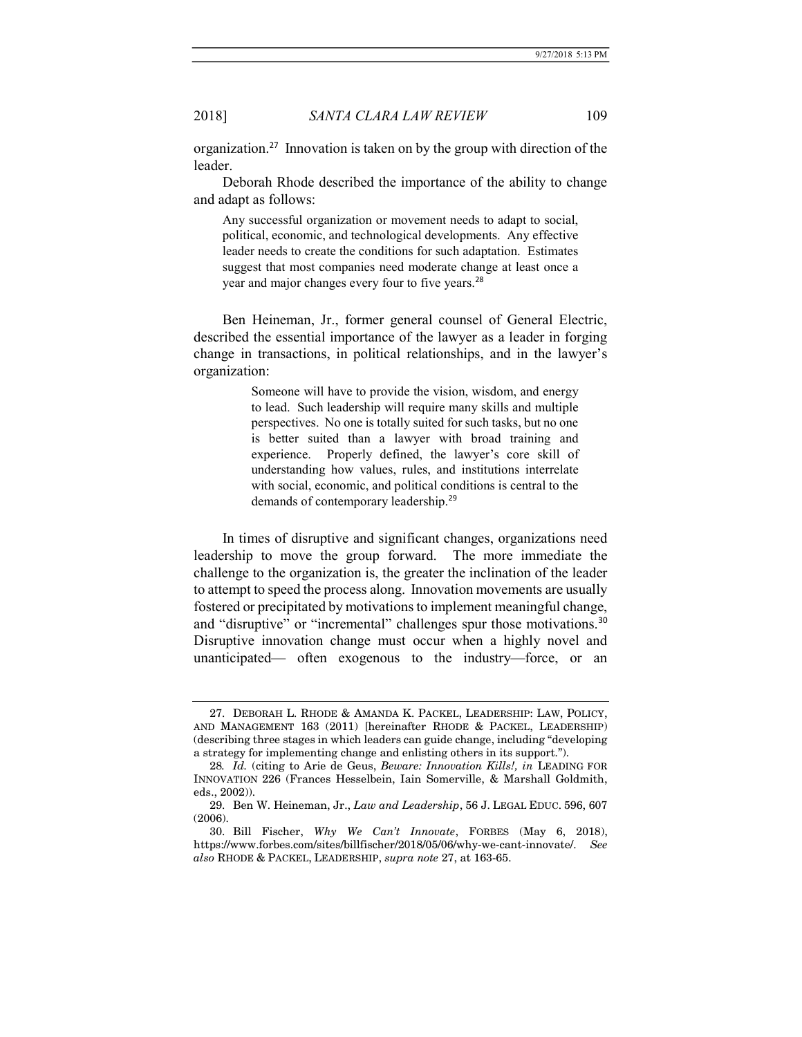organization.[27] Innovation is taken on by the group with direction of the leader.

Deborah Rhode described the importance of the ability to change and adapt as follows:

> Any successful organization or movement needs to adapt to social, political, economic, and technological developments. Any effective leader needs to create the conditions for such adaptation. Estimates suggest that most companies need moderate change at least once a year and major changes every four to five years.[28]

Ben Heineman, Jr., former general counsel of General Electric, described the essential importance of the lawyer as a leader in forging change in transactions, in political relationships, and in the lawyer's organization:

> Someone will have to provide the vision, wisdom, and energy to lead. Such leadership will require many skills and multiple perspectives. No one is totally suited for such tasks, but no one is better suited than a lawyer with broad training and experience. Properly defined, the lawyer's core skill of understanding how values, rules, and institutions interrelate with social, economic, and political conditions is central to the demands of contemporary leadership.[29]

In times of disruptive and significant changes, organizations need leadership to move the group forward. The more immediate the challenge to the organization is, the greater the inclination of the leader to attempt to speed the process along. Innovation movements are usually fostered or precipitated by motivations to implement meaningful change, and "disruptive" or "incremental" challenges spur those motivations.[30] Disruptive innovation change must occur when a highly novel and unanticipated— often exogenous to the industry—force, or an

---

27. DEBORAH L. RHODE & AMANDA K. PACKEL, LEADERSHIP: LAW, POLICY, AND MANAGEMENT 163 (2011) [hereinafter RHODE & PACKEL, LEADERSHIP) (describing three stages in which leaders can guide change, including "developing a strategy for implementing change and enlisting others in its support.").

28. *Id.* (citing to Arie de Geus, *Beware: Innovation Kills!, in* LEADING FOR INNOVATION 226 (Frances Hesselbein, Iain Somerville, & Marshall Goldmith, eds., 2002)).

29. Ben W. Heineman, Jr., *Law and Leadership*, 56 J. LEGAL EDUC. 596, 607 (2006).

30. Bill Fischer, *Why We Can't Innovate*, FORBES (May 6, 2018), https://www.forbes.com/sites/billfischer/2018/05/06/why-we-cant-innovate/. *See also* RHODE & PACKEL, LEADERSHIP, *supra note* 27, at 163-65.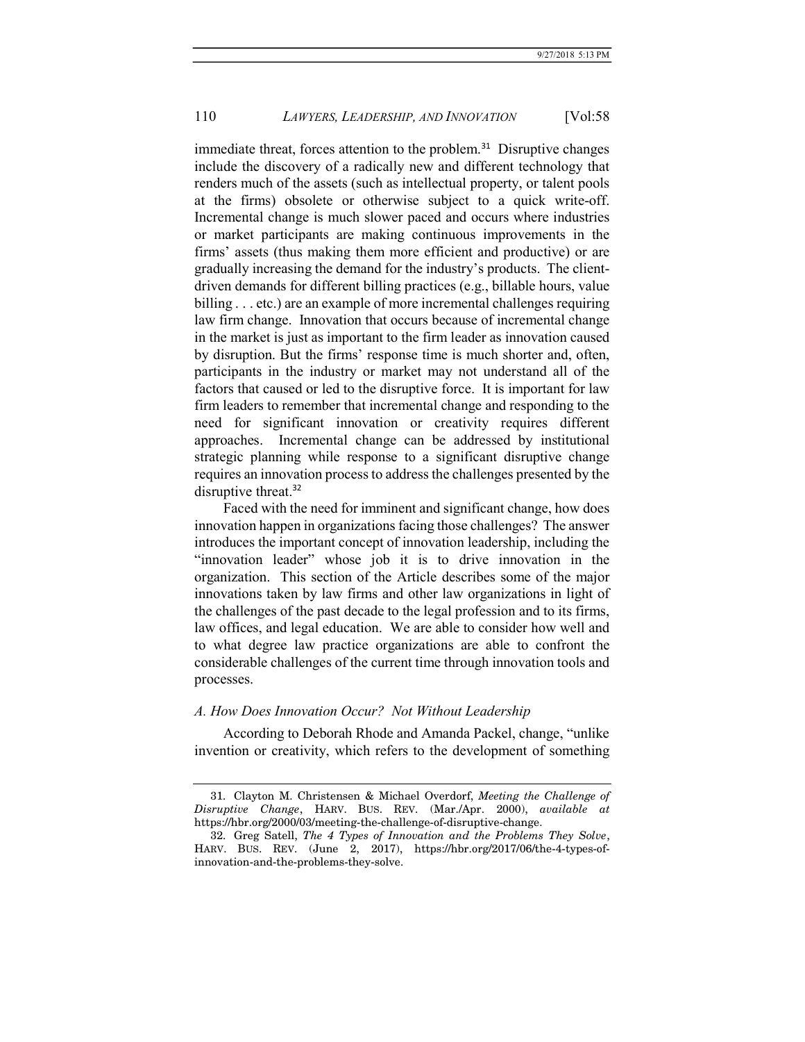immediate threat, forces attention to the problem.[31] Disruptive changes include the discovery of a radically new and different technology that renders much of the assets (such as intellectual property, or talent pools at the firms) obsolete or otherwise subject to a quick write-off. Incremental change is much slower paced and occurs where industries or market participants are making continuous improvements in the firms' assets (thus making them more efficient and productive) or are gradually increasing the demand for the industry's products. The client-driven demands for different billing practices (e.g., billable hours, value billing . . . etc.) are an example of more incremental challenges requiring law firm change. Innovation that occurs because of incremental change in the market is just as important to the firm leader as innovation caused by disruption. But the firms' response time is much shorter and, often, participants in the industry or market may not understand all of the factors that caused or led to the disruptive force. It is important for law firm leaders to remember that incremental change and responding to the need for significant innovation or creativity requires different approaches. Incremental change can be addressed by institutional strategic planning while response to a significant disruptive change requires an innovation process to address the challenges presented by the disruptive threat.[32]

Faced with the need for imminent and significant change, how does innovation happen in organizations facing those challenges? The answer introduces the important concept of innovation leadership, including the "innovation leader" whose job it is to drive innovation in the organization. This section of the Article describes some of the major innovations taken by law firms and other law organizations in light of the challenges of the past decade to the legal profession and to its firms, law offices, and legal education. We are able to consider how well and to what degree law practice organizations are able to confront the considerable challenges of the current time through innovation tools and processes.

### *A. How Does Innovation Occur? Not Without Leadership*

According to Deborah Rhode and Amanda Packel, change, "unlike invention or creativity, which refers to the development of something

---

31. Clayton M. Christensen & Michael Overdorf, *Meeting the Challenge of Disruptive Change*, HARV. BUS. REV. (Mar./Apr. 2000), *available at* https://hbr.org/2000/03/meeting-the-challenge-of-disruptive-change.

32. Greg Satell, *The 4 Types of Innovation and the Problems They Solve*, HARV. BUS. REV. (June 2, 2017), https://hbr.org/2017/06/the-4-types-of-innovation-and-the-problems-they-solve.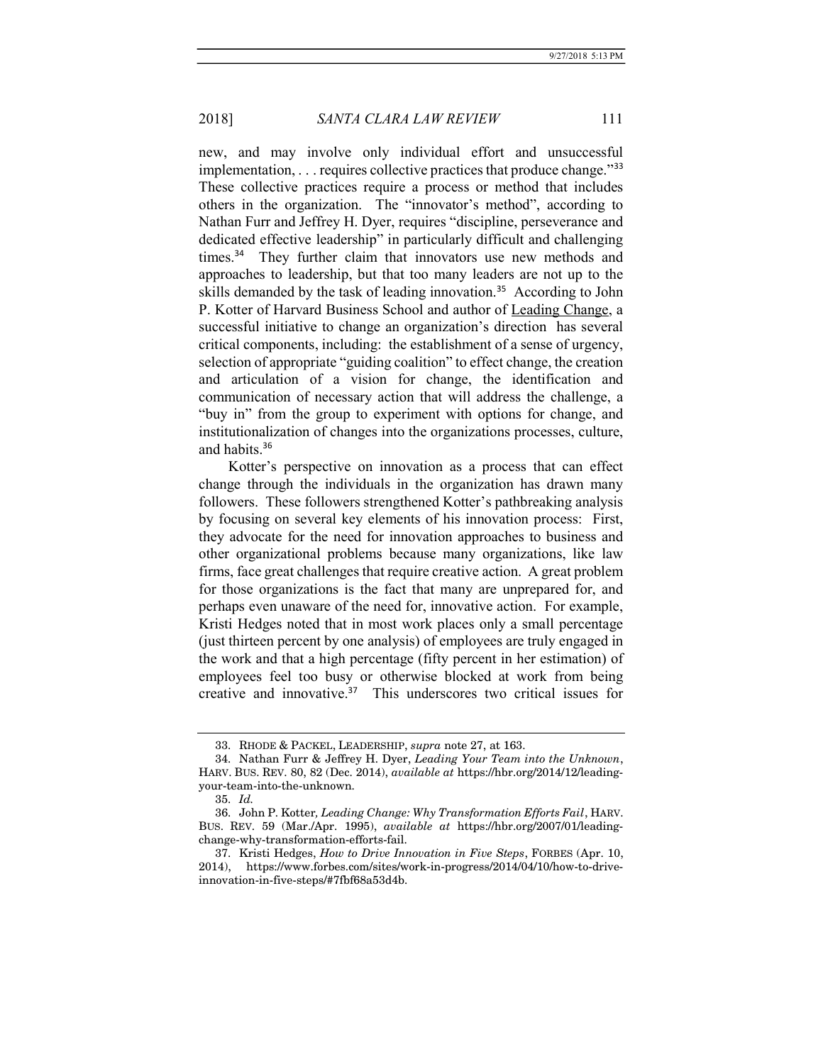new, and may involve only individual effort and unsuccessful implementation, . . . requires collective practices that produce change."[33] These collective practices require a process or method that includes others in the organization. The "innovator's method", according to Nathan Furr and Jeffrey H. Dyer, requires "discipline, perseverance and dedicated effective leadership" in particularly difficult and challenging times.[34] They further claim that innovators use new methods and approaches to leadership, but that too many leaders are not up to the skills demanded by the task of leading innovation.[35] According to John P. Kotter of Harvard Business School and author of Leading Change, a successful initiative to change an organization's direction has several critical components, including: the establishment of a sense of urgency, selection of appropriate "guiding coalition" to effect change, the creation and articulation of a vision for change, the identification and communication of necessary action that will address the challenge, a "buy in" from the group to experiment with options for change, and institutionalization of changes into the organizations processes, culture, and habits.[36]

Kotter's perspective on innovation as a process that can effect change through the individuals in the organization has drawn many followers. These followers strengthened Kotter's pathbreaking analysis by focusing on several key elements of his innovation process: First, they advocate for the need for innovation approaches to business and other organizational problems because many organizations, like law firms, face great challenges that require creative action. A great problem for those organizations is the fact that many are unprepared for, and perhaps even unaware of the need for, innovative action. For example, Kristi Hedges noted that in most work places only a small percentage (just thirteen percent by one analysis) of employees are truly engaged in the work and that a high percentage (fifty percent in her estimation) of employees feel too busy or otherwise blocked at work from being creative and innovative.[37] This underscores two critical issues for

---

33. RHODE & PACKEL, LEADERSHIP, *supra* note 27, at 163.

34. Nathan Furr & Jeffrey H. Dyer, *Leading Your Team into the Unknown*, HARV. BUS. REV. 80, 82 (Dec. 2014), *available at* https://hbr.org/2014/12/leading-your-team-into-the-unknown.

35. *Id.*

36. John P. Kotter*, Leading Change: Why Transformation Efforts Fail*, HARV. BUS. REV. 59 (Mar./Apr. 1995), *available at* https://hbr.org/2007/01/leading-change-why-transformation-efforts-fail.

37. Kristi Hedges, *How to Drive Innovation in Five Steps*, FORBES (Apr. 10, 2014), https://www.forbes.com/sites/work-in-progress/2014/04/10/how-to-drive-innovation-in-five-steps/#7fbf68a53d4b.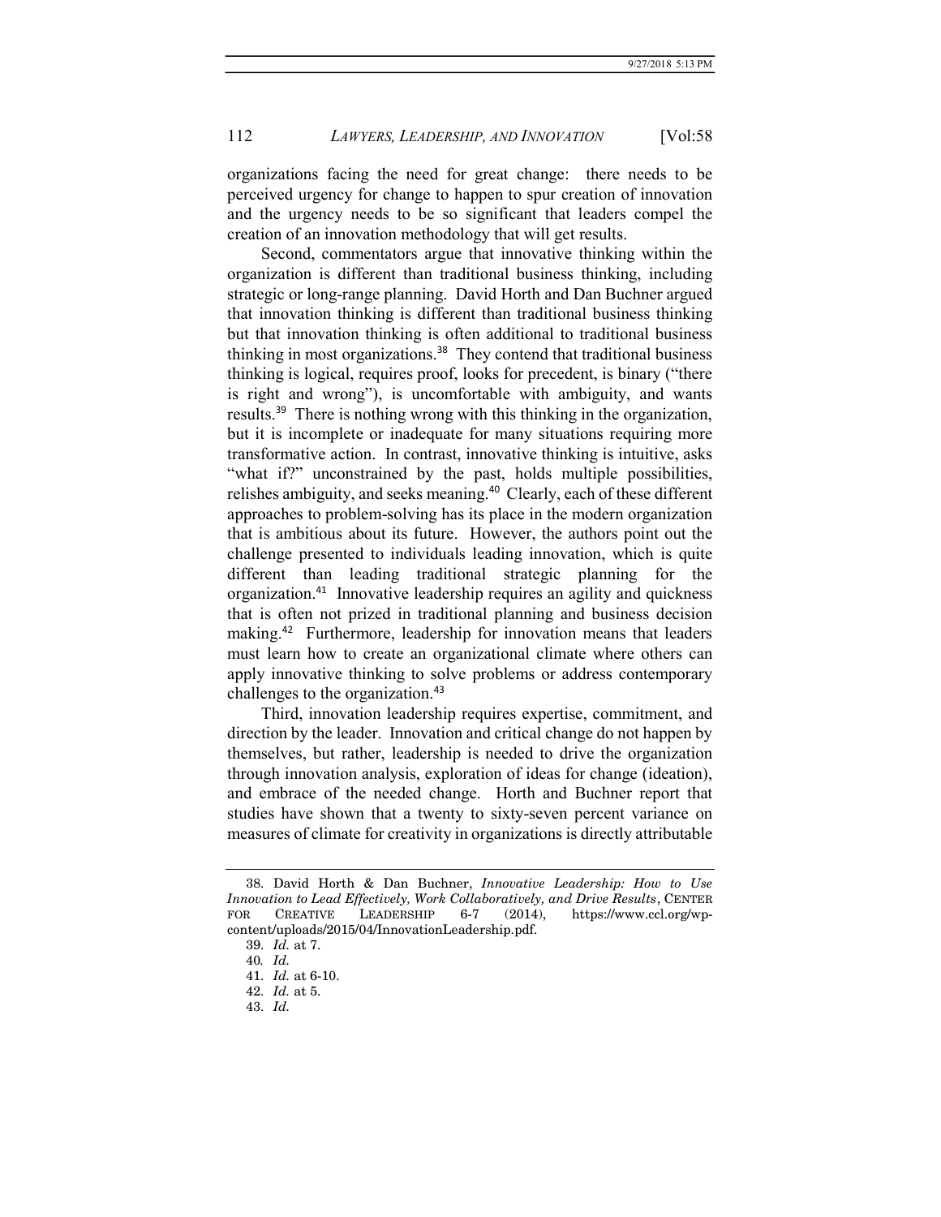organizations facing the need for great change: there needs to be perceived urgency for change to happen to spur creation of innovation and the urgency needs to be so significant that leaders compel the creation of an innovation methodology that will get results.

Second, commentators argue that innovative thinking within the organization is different than traditional business thinking, including strategic or long-range planning. David Horth and Dan Buchner argued that innovation thinking is different than traditional business thinking but that innovation thinking is often additional to traditional business thinking in most organizations.[38] They contend that traditional business thinking is logical, requires proof, looks for precedent, is binary ("there is right and wrong"), is uncomfortable with ambiguity, and wants results.[39] There is nothing wrong with this thinking in the organization, but it is incomplete or inadequate for many situations requiring more transformative action. In contrast, innovative thinking is intuitive, asks "what if?" unconstrained by the past, holds multiple possibilities, relishes ambiguity, and seeks meaning.[40] Clearly, each of these different approaches to problem-solving has its place in the modern organization that is ambitious about its future. However, the authors point out the challenge presented to individuals leading innovation, which is quite different than leading traditional strategic planning for the organization.[41] Innovative leadership requires an agility and quickness that is often not prized in traditional planning and business decision making.[42] Furthermore, leadership for innovation means that leaders must learn how to create an organizational climate where others can apply innovative thinking to solve problems or address contemporary challenges to the organization.[43]

Third, innovation leadership requires expertise, commitment, and direction by the leader. Innovation and critical change do not happen by themselves, but rather, leadership is needed to drive the organization through innovation analysis, exploration of ideas for change (ideation), and embrace of the needed change. Horth and Buchner report that studies have shown that a twenty to sixty-seven percent variance on measures of climate for creativity in organizations is directly attributable

38. David Horth & Dan Buchner, *Innovative Leadership: How to Use Innovation to Lead Effectively, Work Collaboratively, and Drive Results*, CENTER FOR CREATIVE LEADERSHIP 6-7 (2014), https://www.ccl.org/wp-content/uploads/2015/04/InnovationLeadership.pdf.

39. *Id.* at 7.

40. *Id.*

41. *Id.* at 6-10.

42. *Id.* at 5.

43. *Id.*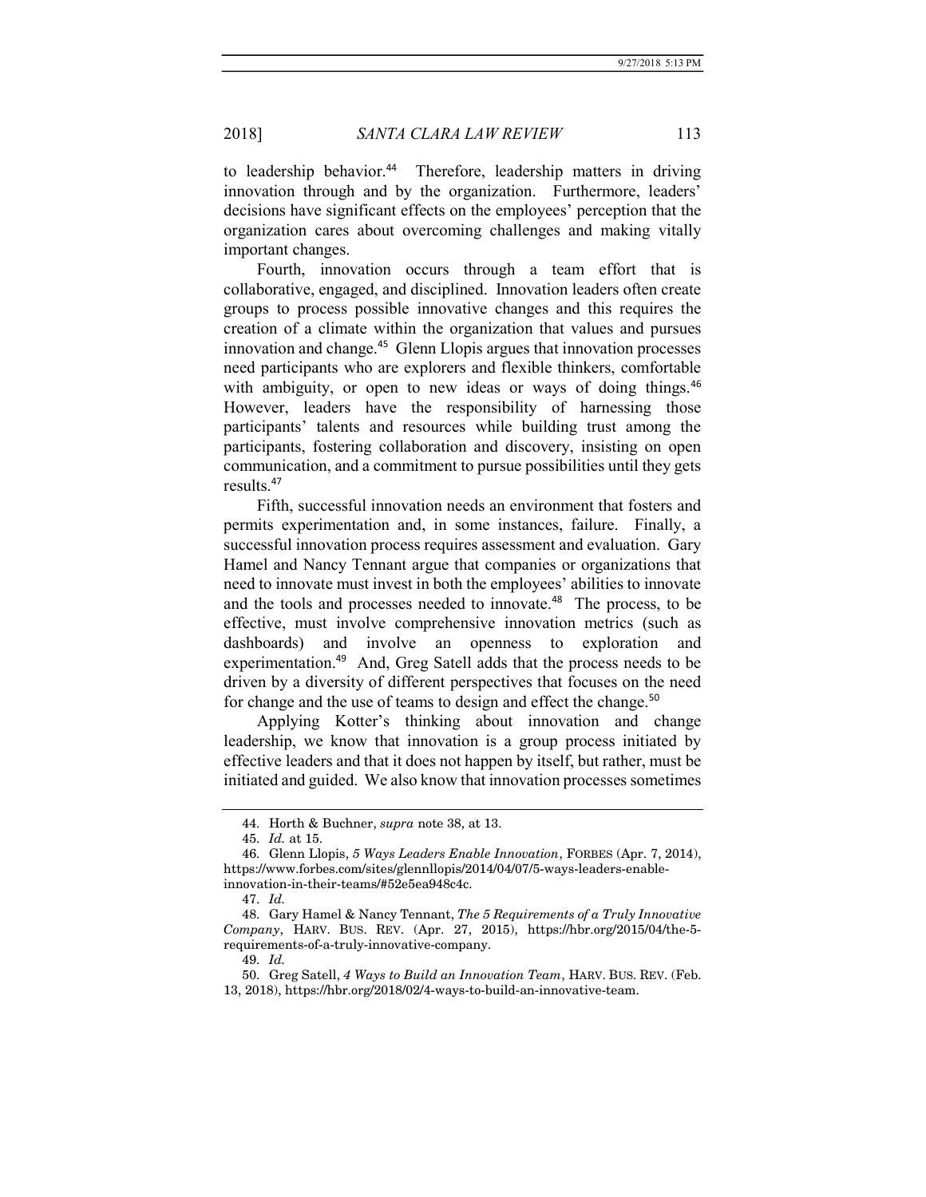to leadership behavior.[44] Therefore, leadership matters in driving innovation through and by the organization. Furthermore, leaders' decisions have significant effects on the employees' perception that the organization cares about overcoming challenges and making vitally important changes.

Fourth, innovation occurs through a team effort that is collaborative, engaged, and disciplined. Innovation leaders often create groups to process possible innovative changes and this requires the creation of a climate within the organization that values and pursues innovation and change.[45] Glenn Llopis argues that innovation processes need participants who are explorers and flexible thinkers, comfortable with ambiguity, or open to new ideas or ways of doing things.[46] However, leaders have the responsibility of harnessing those participants' talents and resources while building trust among the participants, fostering collaboration and discovery, insisting on open communication, and a commitment to pursue possibilities until they gets results.[47]

Fifth, successful innovation needs an environment that fosters and permits experimentation and, in some instances, failure. Finally, a successful innovation process requires assessment and evaluation. Gary Hamel and Nancy Tennant argue that companies or organizations that need to innovate must invest in both the employees' abilities to innovate and the tools and processes needed to innovate.[48] The process, to be effective, must involve comprehensive innovation metrics (such as dashboards) and involve an openness to exploration and experimentation.[49] And, Greg Satell adds that the process needs to be driven by a diversity of different perspectives that focuses on the need for change and the use of teams to design and effect the change.[50]

Applying Kotter's thinking about innovation and change leadership, we know that innovation is a group process initiated by effective leaders and that it does not happen by itself, but rather, must be initiated and guided. We also know that innovation processes sometimes

---

44. Horth & Buchner, *supra* note 38, at 13.

45. *Id.* at 15.

46. Glenn Llopis, *5 Ways Leaders Enable Innovation*, FORBES (Apr. 7, 2014), https://www.forbes.com/sites/glennllopis/2014/04/07/5-ways-leaders-enable-innovation-in-their-teams/#52e5ea948c4c.

47. *Id.*

48. Gary Hamel & Nancy Tennant, *The 5 Requirements of a Truly Innovative Company*, HARV. BUS. REV. (Apr. 27, 2015), https://hbr.org/2015/04/the-5-requirements-of-a-truly-innovative-company.

49. *Id.*

50. Greg Satell, *4 Ways to Build an Innovation Team*, HARV. BUS. REV. (Feb. 13, 2018), https://hbr.org/2018/02/4-ways-to-build-an-innovative-team.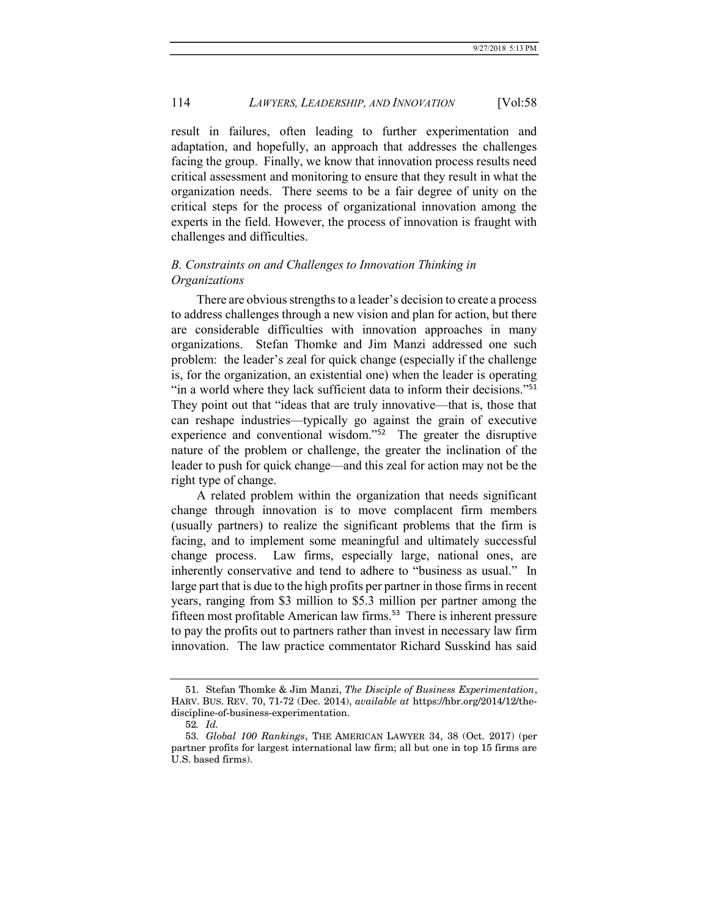result in failures, often leading to further experimentation and adaptation, and hopefully, an approach that addresses the challenges facing the group. Finally, we know that innovation process results need critical assessment and monitoring to ensure that they result in what the organization needs. There seems to be a fair degree of unity on the critical steps for the process of organizational innovation among the experts in the field. However, the process of innovation is fraught with challenges and difficulties.

### *B. Constraints on and Challenges to Innovation Thinking in Organizations*

There are obvious strengths to a leader's decision to create a process to address challenges through a new vision and plan for action, but there are considerable difficulties with innovation approaches in many organizations. Stefan Thomke and Jim Manzi addressed one such problem: the leader's zeal for quick change (especially if the challenge is, for the organization, an existential one) when the leader is operating "in a world where they lack sufficient data to inform their decisions."[51] They point out that "ideas that are truly innovative—that is, those that can reshape industries—typically go against the grain of executive experience and conventional wisdom."[52] The greater the disruptive nature of the problem or challenge, the greater the inclination of the leader to push for quick change—and this zeal for action may not be the right type of change.

A related problem within the organization that needs significant change through innovation is to move complacent firm members (usually partners) to realize the significant problems that the firm is facing, and to implement some meaningful and ultimately successful change process. Law firms, especially large, national ones, are inherently conservative and tend to adhere to "business as usual." In large part that is due to the high profits per partner in those firms in recent years, ranging from $3 million to $5.3 million per partner among the fifteen most profitable American law firms.[53] There is inherent pressure to pay the profits out to partners rather than invest in necessary law firm innovation. The law practice commentator Richard Susskind has said

---

51. Stefan Thomke & Jim Manzi, *The Disciple of Business Experimentation*, HARV. BUS. REV. 70, 71-72 (Dec. 2014), *available at* https://hbr.org/2014/12/the-discipline-of-business-experimentation.

52. *Id.*

53. *Global 100 Rankings*, THE AMERICAN LAWYER 34, 38 (Oct. 2017) (per partner profits for largest international law firm; all but one in top 15 firms are U.S. based firms).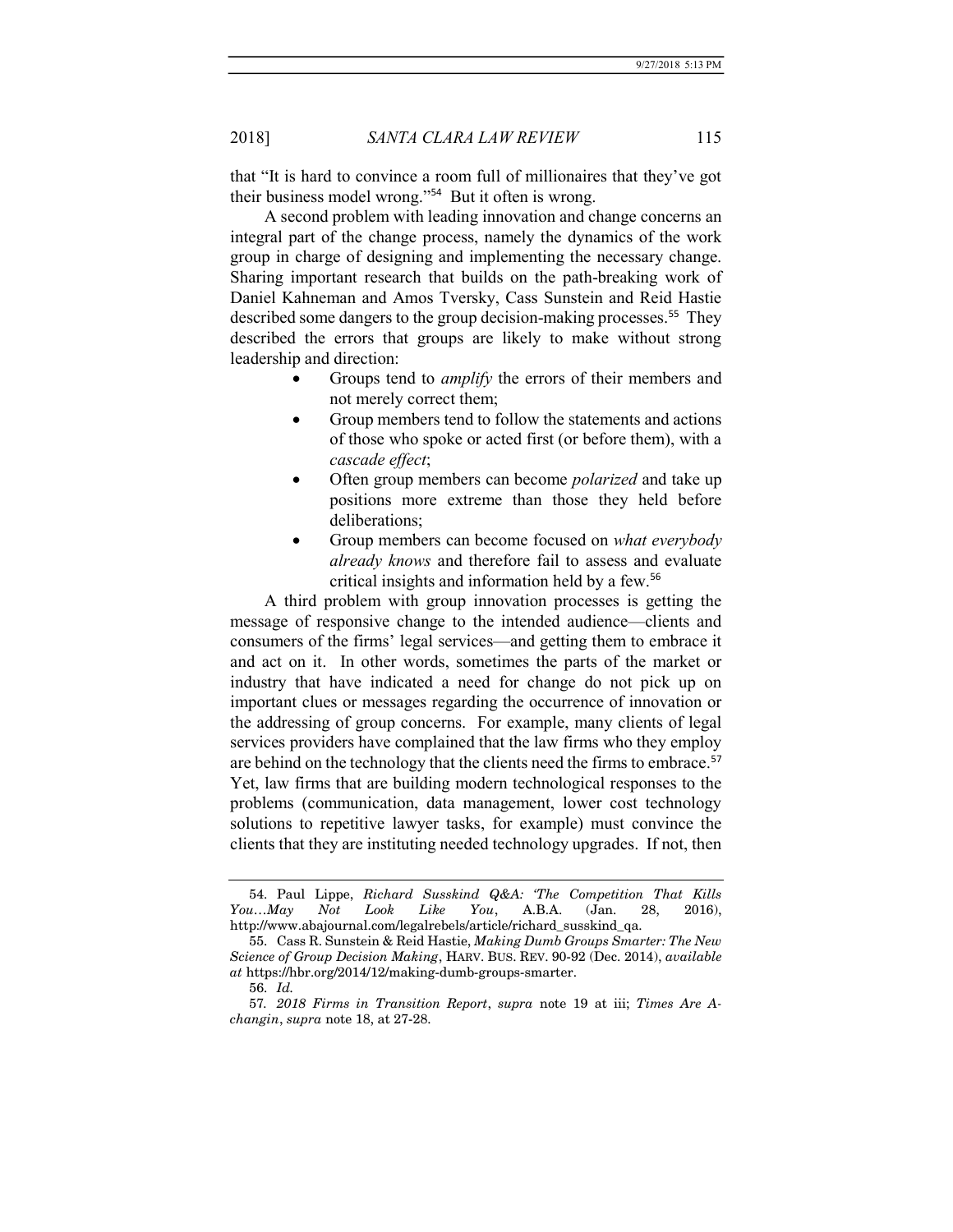that "It is hard to convince a room full of millionaires that they've got their business model wrong."[54] But it often is wrong.

A second problem with leading innovation and change concerns an integral part of the change process, namely the dynamics of the work group in charge of designing and implementing the necessary change. Sharing important research that builds on the path-breaking work of Daniel Kahneman and Amos Tversky, Cass Sunstein and Reid Hastie described some dangers to the group decision-making processes.[55] They described the errors that groups are likely to make without strong leadership and direction:

- Groups tend to *amplify* the errors of their members and not merely correct them;
- Group members tend to follow the statements and actions of those who spoke or acted first (or before them), with a *cascade effect*;
- Often group members can become *polarized* and take up positions more extreme than those they held before deliberations;
- Group members can become focused on *what everybody already knows* and therefore fail to assess and evaluate critical insights and information held by a few.[56]

A third problem with group innovation processes is getting the message of responsive change to the intended audience—clients and consumers of the firms' legal services—and getting them to embrace it and act on it. In other words, sometimes the parts of the market or industry that have indicated a need for change do not pick up on important clues or messages regarding the occurrence of innovation or the addressing of group concerns. For example, many clients of legal services providers have complained that the law firms who they employ are behind on the technology that the clients need the firms to embrace.[57] Yet, law firms that are building modern technological responses to the problems (communication, data management, lower cost technology solutions to repetitive lawyer tasks, for example) must convince the clients that they are instituting needed technology upgrades. If not, then

---

54. Paul Lippe, *Richard Susskind Q&A: 'The Competition That Kills You…May Not Look Like You*, A.B.A. (Jan. 28, 2016), http://www.abajournal.com/legalrebels/article/richard_susskind_qa.

55. Cass R. Sunstein & Reid Hastie, *Making Dumb Groups Smarter: The New Science of Group Decision Making*, HARV. BUS. REV. 90-92 (Dec. 2014), *available at* https://hbr.org/2014/12/making-dumb-groups-smarter.

56. *Id.*

57. *2018 Firms in Transition Report*, *supra* note 19 at iii; *Times Are A-changin*, *supra* note 18, at 27-28.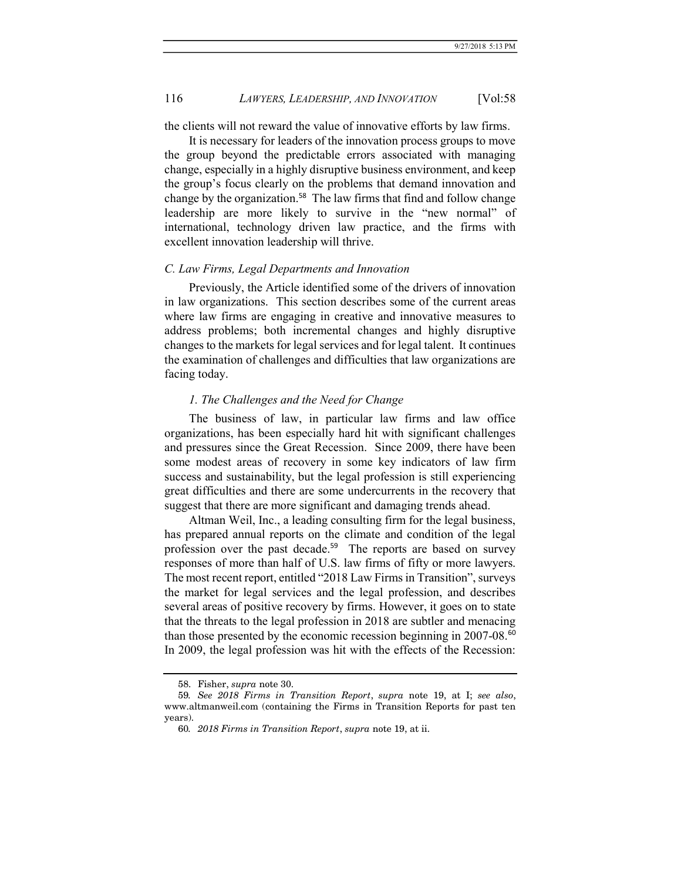the clients will not reward the value of innovative efforts by law firms.

It is necessary for leaders of the innovation process groups to move the group beyond the predictable errors associated with managing change, especially in a highly disruptive business environment, and keep the group's focus clearly on the problems that demand innovation and change by the organization.[58] The law firms that find and follow change leadership are more likely to survive in the "new normal" of international, technology driven law practice, and the firms with excellent innovation leadership will thrive.

### *C. Law Firms, Legal Departments and Innovation*

Previously, the Article identified some of the drivers of innovation in law organizations. This section describes some of the current areas where law firms are engaging in creative and innovative measures to address problems; both incremental changes and highly disruptive changes to the markets for legal services and for legal talent. It continues the examination of challenges and difficulties that law organizations are facing today.

#### *1. The Challenges and the Need for Change*

The business of law, in particular law firms and law office organizations, has been especially hard hit with significant challenges and pressures since the Great Recession. Since 2009, there have been some modest areas of recovery in some key indicators of law firm success and sustainability, but the legal profession is still experiencing great difficulties and there are some undercurrents in the recovery that suggest that there are more significant and damaging trends ahead.

Altman Weil, Inc., a leading consulting firm for the legal business, has prepared annual reports on the climate and condition of the legal profession over the past decade.[59] The reports are based on survey responses of more than half of U.S. law firms of fifty or more lawyers. The most recent report, entitled "2018 Law Firms in Transition", surveys the market for legal services and the legal profession, and describes several areas of positive recovery by firms. However, it goes on to state that the threats to the legal profession in 2018 are subtler and menacing than those presented by the economic recession beginning in 2007-08.[60] In 2009, the legal profession was hit with the effects of the Recession:

---

58. Fisher, *supra* note 30.

59. *See 2018 Firms in Transition Report*, *supra* note 19, at I; *see also*, www.altmanweil.com (containing the Firms in Transition Reports for past ten years).

60. *2018 Firms in Transition Report*, *supra* note 19, at ii.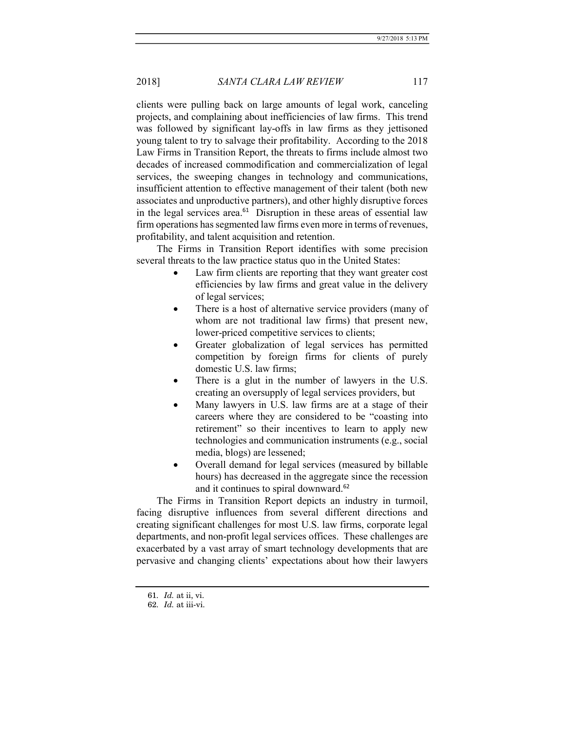clients were pulling back on large amounts of legal work, canceling projects, and complaining about inefficiencies of law firms. This trend was followed by significant lay-offs in law firms as they jettisoned young talent to try to salvage their profitability. According to the 2018 Law Firms in Transition Report, the threats to firms include almost two decades of increased commodification and commercialization of legal services, the sweeping changes in technology and communications, insufficient attention to effective management of their talent (both new associates and unproductive partners), and other highly disruptive forces in the legal services area.[61] Disruption in these areas of essential law firm operations has segmented law firms even more in terms of revenues, profitability, and talent acquisition and retention.

The Firms in Transition Report identifies with some precision several threats to the law practice status quo in the United States:

- Law firm clients are reporting that they want greater cost efficiencies by law firms and great value in the delivery of legal services;
- There is a host of alternative service providers (many of whom are not traditional law firms) that present new, lower-priced competitive services to clients;
- Greater globalization of legal services has permitted competition by foreign firms for clients of purely domestic U.S. law firms;
- There is a glut in the number of lawyers in the U.S. creating an oversupply of legal services providers, but
- Many lawyers in U.S. law firms are at a stage of their careers where they are considered to be "coasting into retirement" so their incentives to learn to apply new technologies and communication instruments (e.g., social media, blogs) are lessened;
- Overall demand for legal services (measured by billable hours) has decreased in the aggregate since the recession and it continues to spiral downward.[62]

The Firms in Transition Report depicts an industry in turmoil, facing disruptive influences from several different directions and creating significant challenges for most U.S. law firms, corporate legal departments, and non-profit legal services offices. These challenges are exacerbated by a vast array of smart technology developments that are pervasive and changing clients' expectations about how their lawyers

---

61. *Id.* at ii, vi.

62. *Id.* at iii-vi.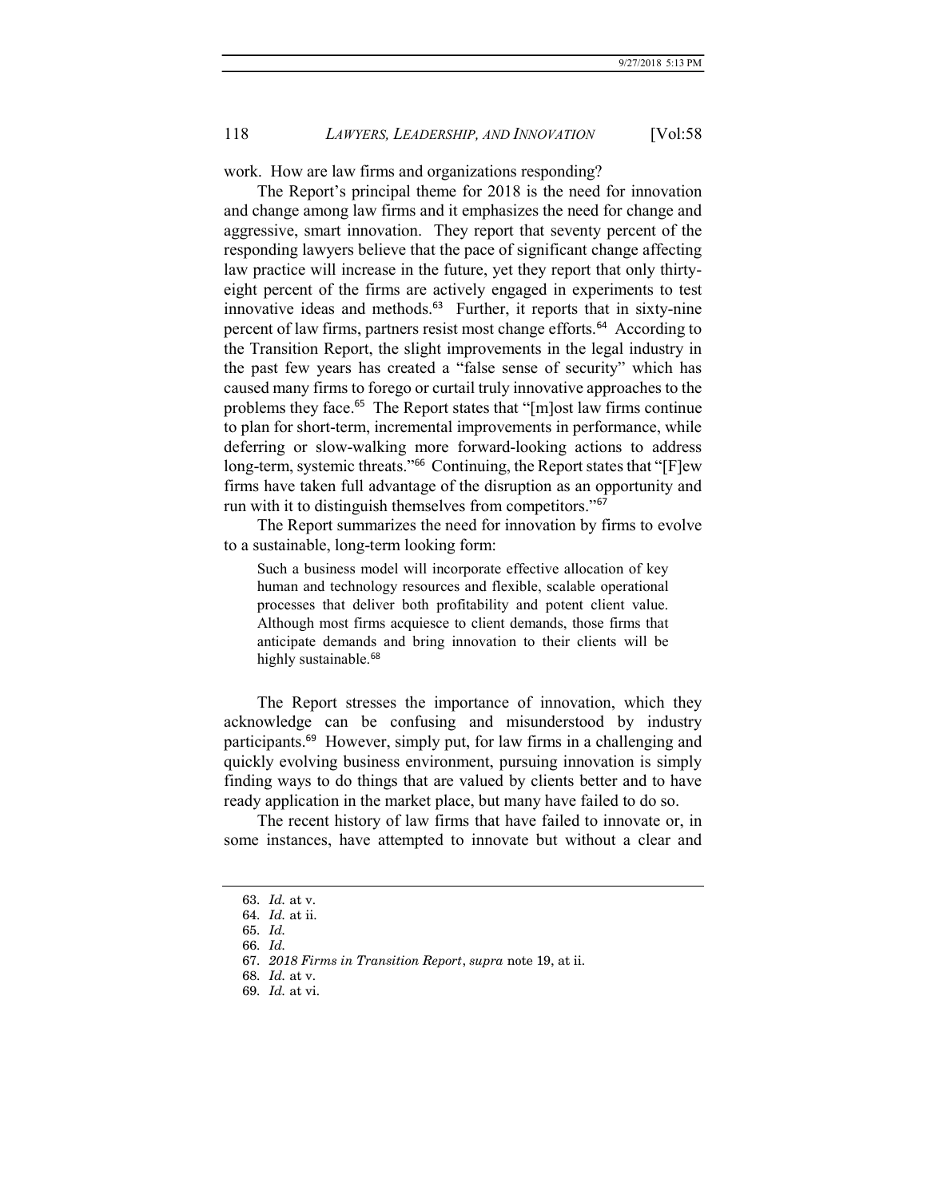work. How are law firms and organizations responding?

The Report's principal theme for 2018 is the need for innovation and change among law firms and it emphasizes the need for change and aggressive, smart innovation. They report that seventy percent of the responding lawyers believe that the pace of significant change affecting law practice will increase in the future, yet they report that only thirty-eight percent of the firms are actively engaged in experiments to test innovative ideas and methods.[63] Further, it reports that in sixty-nine percent of law firms, partners resist most change efforts.[64] According to the Transition Report, the slight improvements in the legal industry in the past few years has created a "false sense of security" which has caused many firms to forego or curtail truly innovative approaches to the problems they face.[65] The Report states that "[m]ost law firms continue to plan for short-term, incremental improvements in performance, while deferring or slow-walking more forward-looking actions to address long-term, systemic threats."[66] Continuing, the Report states that "[F]ew firms have taken full advantage of the disruption as an opportunity and run with it to distinguish themselves from competitors."[67]

The Report summarizes the need for innovation by firms to evolve to a sustainable, long-term looking form:

> Such a business model will incorporate effective allocation of key human and technology resources and flexible, scalable operational processes that deliver both profitability and potent client value. Although most firms acquiesce to client demands, those firms that anticipate demands and bring innovation to their clients will be highly sustainable.[68]

The Report stresses the importance of innovation, which they acknowledge can be confusing and misunderstood by industry participants.[69] However, simply put, for law firms in a challenging and quickly evolving business environment, pursuing innovation is simply finding ways to do things that are valued by clients better and to have ready application in the market place, but many have failed to do so.

The recent history of law firms that have failed to innovate or, in some instances, have attempted to innovate but without a clear and

---

63. *Id.* at v.

64. *Id.* at ii.

65. *Id.*

66. *Id.*

67. *2018 Firms in Transition Report*, *supra* note 19, at ii.

68. *Id.* at v.

69. *Id.* at vi.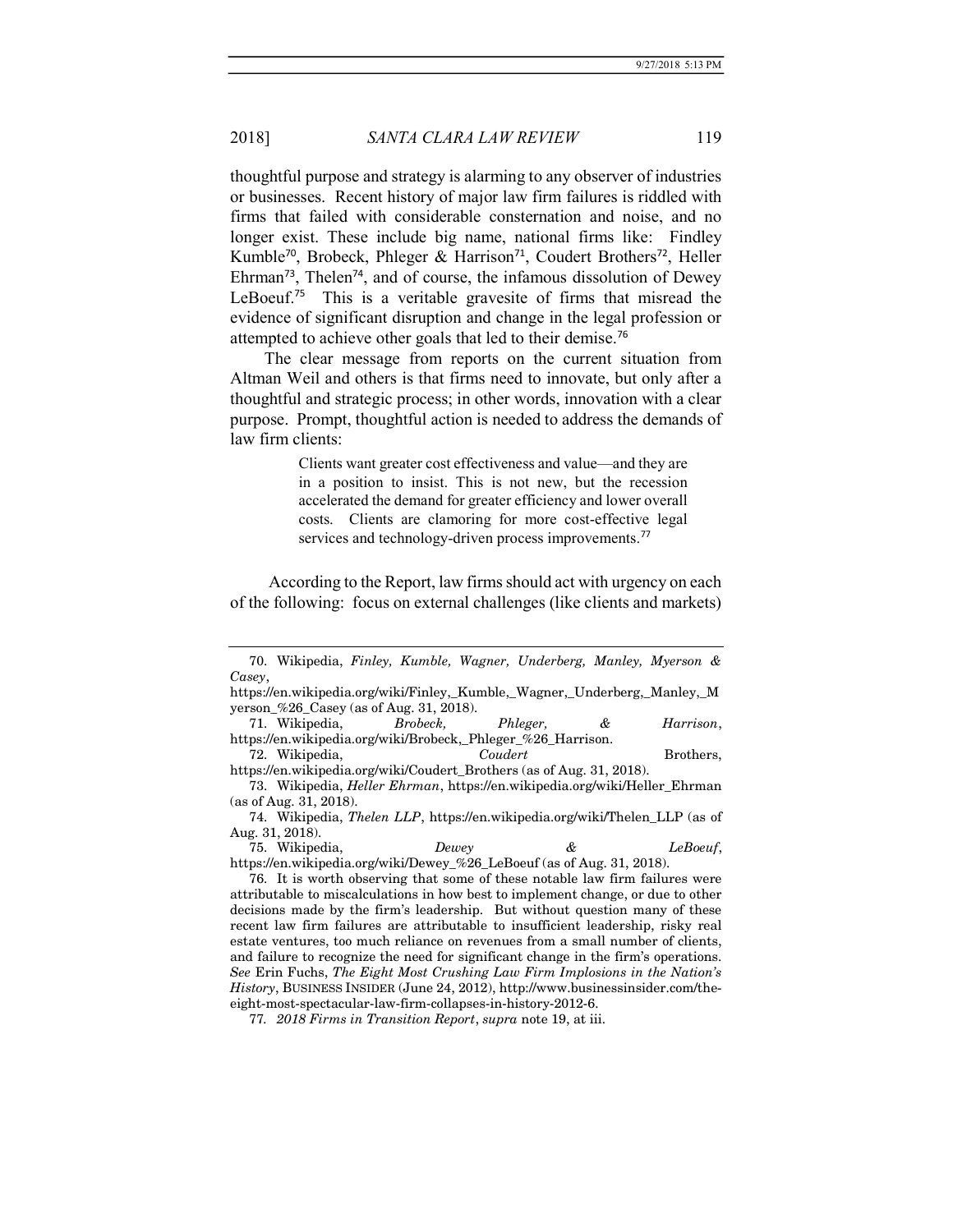thoughtful purpose and strategy is alarming to any observer of industries or businesses. Recent history of major law firm failures is riddled with firms that failed with considerable consternation and noise, and no longer exist. These include big name, national firms like: Findley Kumble[70], Brobeck, Phleger & Harrison[71], Coudert Brothers[72], Heller Ehrman[73], Thelen[74], and of course, the infamous dissolution of Dewey LeBoeuf.[75] This is a veritable gravesite of firms that misread the evidence of significant disruption and change in the legal profession or attempted to achieve other goals that led to their demise.[76]

The clear message from reports on the current situation from Altman Weil and others is that firms need to innovate, but only after a thoughtful and strategic process; in other words, innovation with a clear purpose. Prompt, thoughtful action is needed to address the demands of law firm clients:

> Clients want greater cost effectiveness and value—and they are in a position to insist. This is not new, but the recession accelerated the demand for greater efficiency and lower overall costs. Clients are clamoring for more cost-effective legal services and technology-driven process improvements.[77]

According to the Report, law firms should act with urgency on each of the following: focus on external challenges (like clients and markets)

---

70. Wikipedia, *Finley, Kumble, Wagner, Underberg, Manley, Myerson & Casey*, https://en.wikipedia.org/wiki/Finley,_Kumble,_Wagner,_Underberg,_Manley,_Myerson_%26_Casey (as of Aug. 31, 2018).

71. Wikipedia, *Brobeck, Phleger, & Harrison*, https://en.wikipedia.org/wiki/Brobeck,_Phleger_%26_Harrison.

72. Wikipedia, *Coudert* Brothers, https://en.wikipedia.org/wiki/Coudert_Brothers (as of Aug. 31, 2018).

73. Wikipedia, *Heller Ehrman*, https://en.wikipedia.org/wiki/Heller_Ehrman (as of Aug. 31, 2018).

74. Wikipedia, *Thelen LLP*, https://en.wikipedia.org/wiki/Thelen_LLP (as of Aug. 31, 2018).

75. Wikipedia, *Dewey & LeBoeuf*, https://en.wikipedia.org/wiki/Dewey_%26_LeBoeuf (as of Aug. 31, 2018).

76. It is worth observing that some of these notable law firm failures were attributable to miscalculations in how best to implement change, or due to other decisions made by the firm's leadership. But without question many of these recent law firm failures are attributable to insufficient leadership, risky real estate ventures, too much reliance on revenues from a small number of clients, and failure to recognize the need for significant change in the firm's operations. *See* Erin Fuchs, *The Eight Most Crushing Law Firm Implosions in the Nation's History*, BUSINESS INSIDER (June 24, 2012), http://www.businessinsider.com/the-eight-most-spectacular-law-firm-collapses-in-history-2012-6.

77. *2018 Firms in Transition Report*, *supra* note 19, at iii.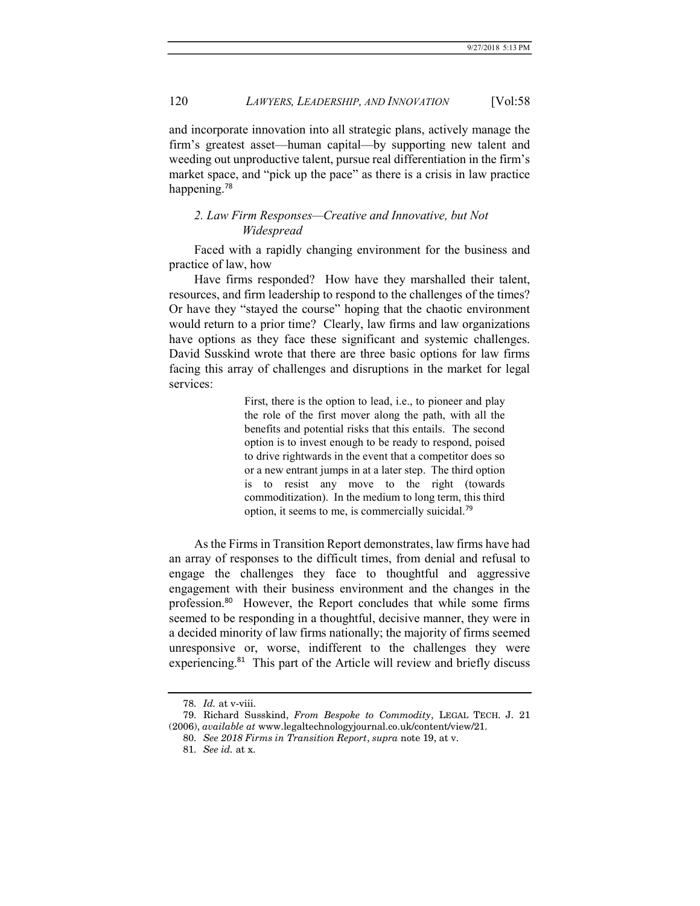and incorporate innovation into all strategic plans, actively manage the firm's greatest asset—human capital—by supporting new talent and weeding out unproductive talent, pursue real differentiation in the firm's market space, and "pick up the pace" as there is a crisis in law practice happening.[78]

### *2. Law Firm Responses—Creative and Innovative, but Not Widespread*

Faced with a rapidly changing environment for the business and practice of law, how

Have firms responded? How have they marshalled their talent, resources, and firm leadership to respond to the challenges of the times? Or have they "stayed the course" hoping that the chaotic environment would return to a prior time? Clearly, law firms and law organizations have options as they face these significant and systemic challenges. David Susskind wrote that there are three basic options for law firms facing this array of challenges and disruptions in the market for legal services:

> First, there is the option to lead, i.e., to pioneer and play the role of the first mover along the path, with all the benefits and potential risks that this entails. The second option is to invest enough to be ready to respond, poised to drive rightwards in the event that a competitor does so or a new entrant jumps in at a later step. The third option is to resist any move to the right (towards commoditization). In the medium to long term, this third option, it seems to me, is commercially suicidal.[79]

As the Firms in Transition Report demonstrates, law firms have had an array of responses to the difficult times, from denial and refusal to engage the challenges they face to thoughtful and aggressive engagement with their business environment and the changes in the profession.[80] However, the Report concludes that while some firms seemed to be responding in a thoughtful, decisive manner, they were in a decided minority of law firms nationally; the majority of firms seemed unresponsive or, worse, indifferent to the challenges they were experiencing.[81] This part of the Article will review and briefly discuss

---

78. *Id.* at v-viii.

79. Richard Susskind, *From Bespoke to Commodity*, LEGAL TECH. J. 21 (2006), *available at* www.legaltechnologyjournal.co.uk/content/view/21.

80. *See 2018 Firms in Transition Report*, *supra* note 19, at v.

81. *See id.* at x.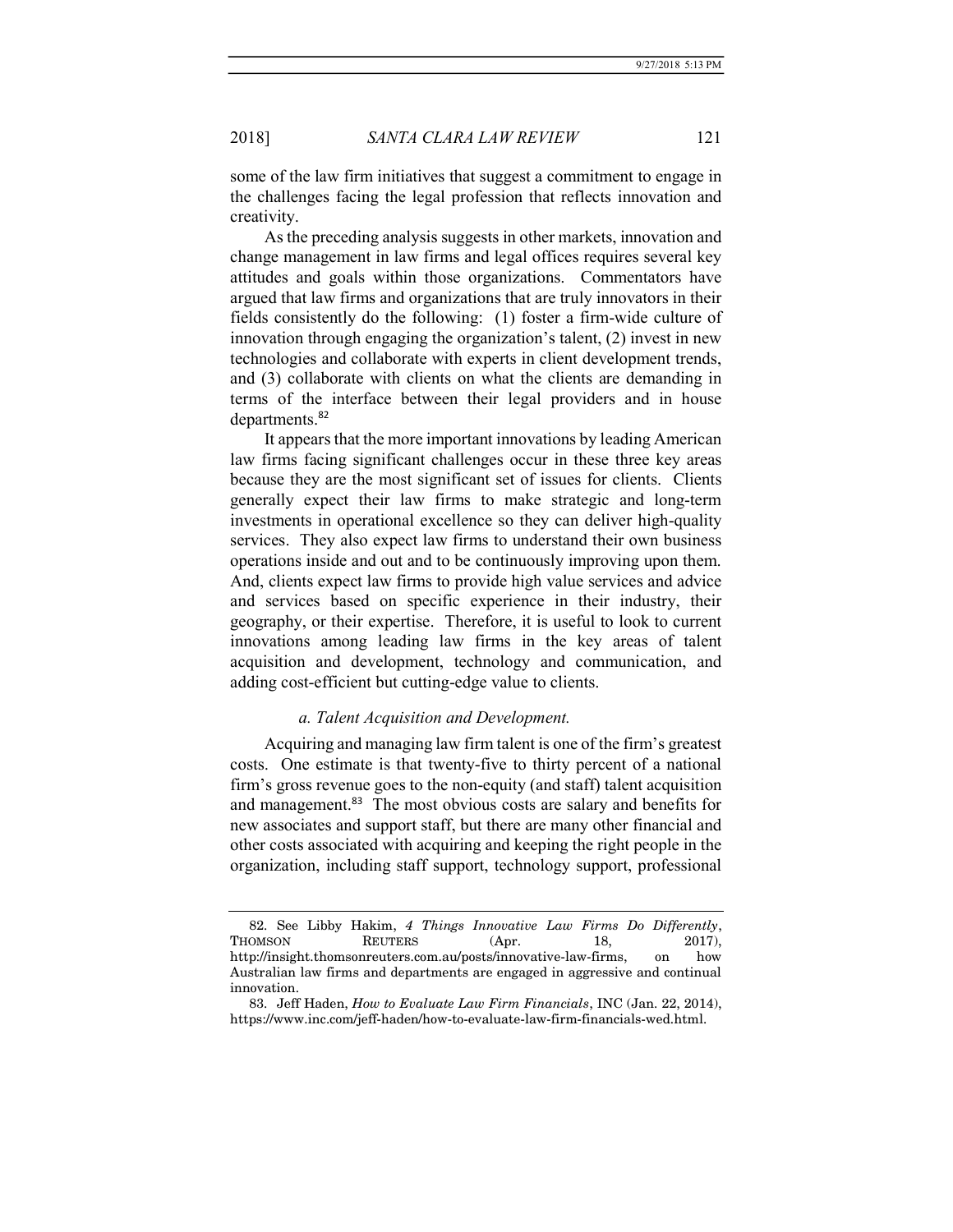some of the law firm initiatives that suggest a commitment to engage in the challenges facing the legal profession that reflects innovation and creativity.

As the preceding analysis suggests in other markets, innovation and change management in law firms and legal offices requires several key attitudes and goals within those organizations. Commentators have argued that law firms and organizations that are truly innovators in their fields consistently do the following: (1) foster a firm-wide culture of innovation through engaging the organization's talent, (2) invest in new technologies and collaborate with experts in client development trends, and (3) collaborate with clients on what the clients are demanding in terms of the interface between their legal providers and in house departments.[82]

It appears that the more important innovations by leading American law firms facing significant challenges occur in these three key areas because they are the most significant set of issues for clients. Clients generally expect their law firms to make strategic and long-term investments in operational excellence so they can deliver high-quality services. They also expect law firms to understand their own business operations inside and out and to be continuously improving upon them. And, clients expect law firms to provide high value services and advice and services based on specific experience in their industry, their geography, or their expertise. Therefore, it is useful to look to current innovations among leading law firms in the key areas of talent acquisition and development, technology and communication, and adding cost-efficient but cutting-edge value to clients.

*a. Talent Acquisition and Development.*

Acquiring and managing law firm talent is one of the firm's greatest costs. One estimate is that twenty-five to thirty percent of a national firm's gross revenue goes to the non-equity (and staff) talent acquisition and management.[83] The most obvious costs are salary and benefits for new associates and support staff, but there are many other financial and other costs associated with acquiring and keeping the right people in the organization, including staff support, technology support, professional

---

82. See Libby Hakim, *4 Things Innovative Law Firms Do Differently*, THOMSON REUTERS (Apr. 18, 2017), http://insight.thomsonreuters.com.au/posts/innovative-law-firms, on how Australian law firms and departments are engaged in aggressive and continual innovation.

83. Jeff Haden, *How to Evaluate Law Firm Financials*, INC (Jan. 22, 2014), https://www.inc.com/jeff-haden/how-to-evaluate-law-firm-financials-wed.html.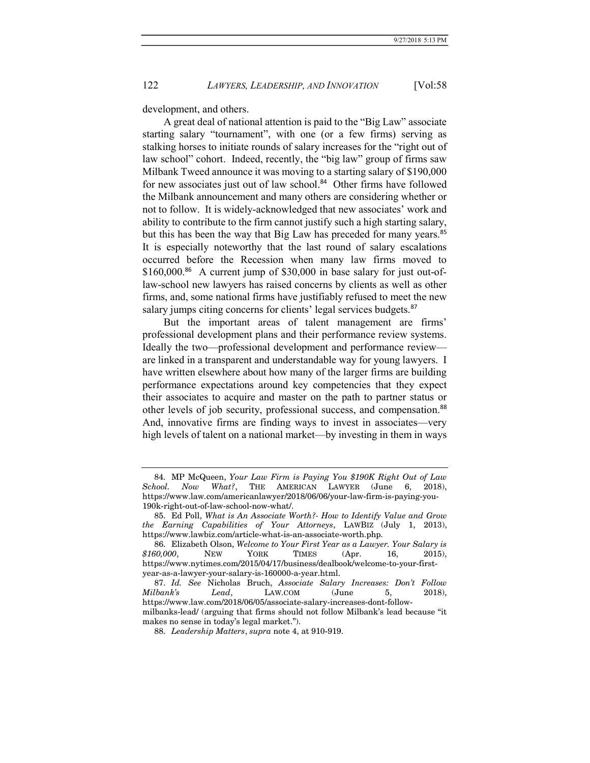development, and others.

A great deal of national attention is paid to the "Big Law" associate starting salary "tournament", with one (or a few firms) serving as stalking horses to initiate rounds of salary increases for the "right out of law school" cohort. Indeed, recently, the "big law" group of firms saw Milbank Tweed announce it was moving to a starting salary of $190,000 for new associates just out of law school.[84] Other firms have followed the Milbank announcement and many others are considering whether or not to follow. It is widely-acknowledged that new associates' work and ability to contribute to the firm cannot justify such a high starting salary, but this has been the way that Big Law has preceded for many years.[85] It is especially noteworthy that the last round of salary escalations occurred before the Recession when many law firms moved to $160,000.[86] A current jump of $30,000 in base salary for just out-of-law-school new lawyers has raised concerns by clients as well as other firms, and, some national firms have justifiably refused to meet the new salary jumps citing concerns for clients' legal services budgets.[87]

But the important areas of talent management are firms' professional development plans and their performance review systems. Ideally the two—professional development and performance review—are linked in a transparent and understandable way for young lawyers. I have written elsewhere about how many of the larger firms are building performance expectations around key competencies that they expect their associates to acquire and master on the path to partner status or other levels of job security, professional success, and compensation.[88] And, innovative firms are finding ways to invest in associates—very high levels of talent on a national market—by investing in them in ways

---

84. MP McQueen, *Your Law Firm is Paying You $190K Right Out of Law School. Now What?*, THE AMERICAN LAWYER (June 6, 2018), https://www.law.com/americanlawyer/2018/06/06/your-law-firm-is-paying-you-190k-right-out-of-law-school-now-what/.

85. Ed Poll, *What is An Associate Worth?- How to Identify Value and Grow the Earning Capabilities of Your Attorneys*, LAWBIZ (July 1, 2013), https://www.lawbiz.com/article-what-is-an-associate-worth.php.

86. Elizabeth Olson, *Welcome to Your First Year as a Lawyer. Your Salary is $160,000*, NEW YORK TIMES (Apr. 16, 2015), https://www.nytimes.com/2015/04/17/business/dealbook/welcome-to-your-first-year-as-a-lawyer-your-salary-is-160000-a-year.html.

87. *Id. See* Nicholas Bruch, *Associate Salary Increases: Don't Follow Milbank's Lead*, LAW.COM (June 5, 2018), https://www.law.com/2018/06/05/associate-salary-increases-dont-follow-milbanks-lead/ (arguing that firms should not follow Milbank's lead because "it makes no sense in today's legal market.").

88. *Leadership Matters*, *supra* note 4, at 910-919.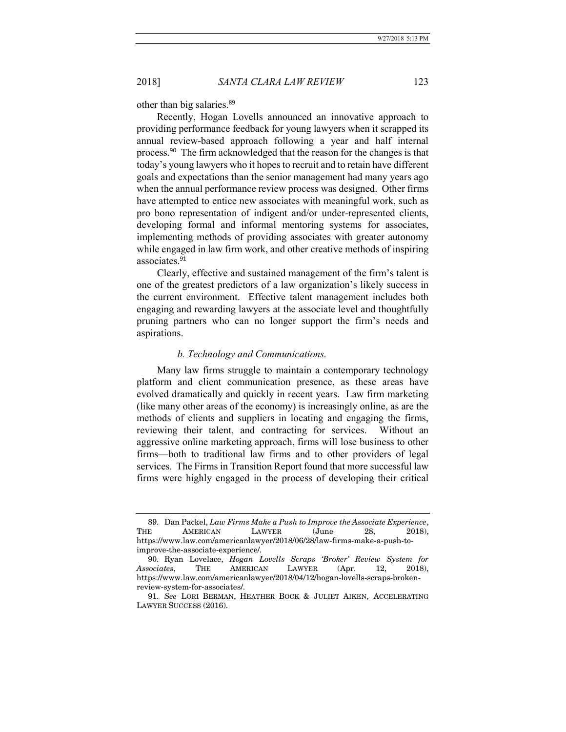other than big salaries.[89]

Recently, Hogan Lovells announced an innovative approach to providing performance feedback for young lawyers when it scrapped its annual review-based approach following a year and half internal process.[90] The firm acknowledged that the reason for the changes is that today's young lawyers who it hopes to recruit and to retain have different goals and expectations than the senior management had many years ago when the annual performance review process was designed. Other firms have attempted to entice new associates with meaningful work, such as pro bono representation of indigent and/or under-represented clients, developing formal and informal mentoring systems for associates, implementing methods of providing associates with greater autonomy while engaged in law firm work, and other creative methods of inspiring associates.[91]

Clearly, effective and sustained management of the firm's talent is one of the greatest predictors of a law organization's likely success in the current environment. Effective talent management includes both engaging and rewarding lawyers at the associate level and thoughtfully pruning partners who can no longer support the firm's needs and aspirations.

*b. Technology and Communications.*

Many law firms struggle to maintain a contemporary technology platform and client communication presence, as these areas have evolved dramatically and quickly in recent years. Law firm marketing (like many other areas of the economy) is increasingly online, as are the methods of clients and suppliers in locating and engaging the firms, reviewing their talent, and contracting for services. Without an aggressive online marketing approach, firms will lose business to other firms—both to traditional law firms and to other providers of legal services. The Firms in Transition Report found that more successful law firms were highly engaged in the process of developing their critical

---

89. Dan Packel, *Law Firms Make a Push to Improve the Associate Experience*, THE AMERICAN LAWYER (June 28, 2018), https://www.law.com/americanlawyer/2018/06/28/law-firms-make-a-push-to-improve-the-associate-experience/.

90. Ryan Lovelace, *Hogan Lovells Scraps 'Broker' Review System for Associates*, THE AMERICAN LAWYER (Apr. 12, 2018), https://www.law.com/americanlawyer/2018/04/12/hogan-lovells-scraps-broken-review-system-for-associates/.

91. *See* LORI BERMAN, HEATHER BOCK & JULIET AIKEN, ACCELERATING LAWYER SUCCESS (2016).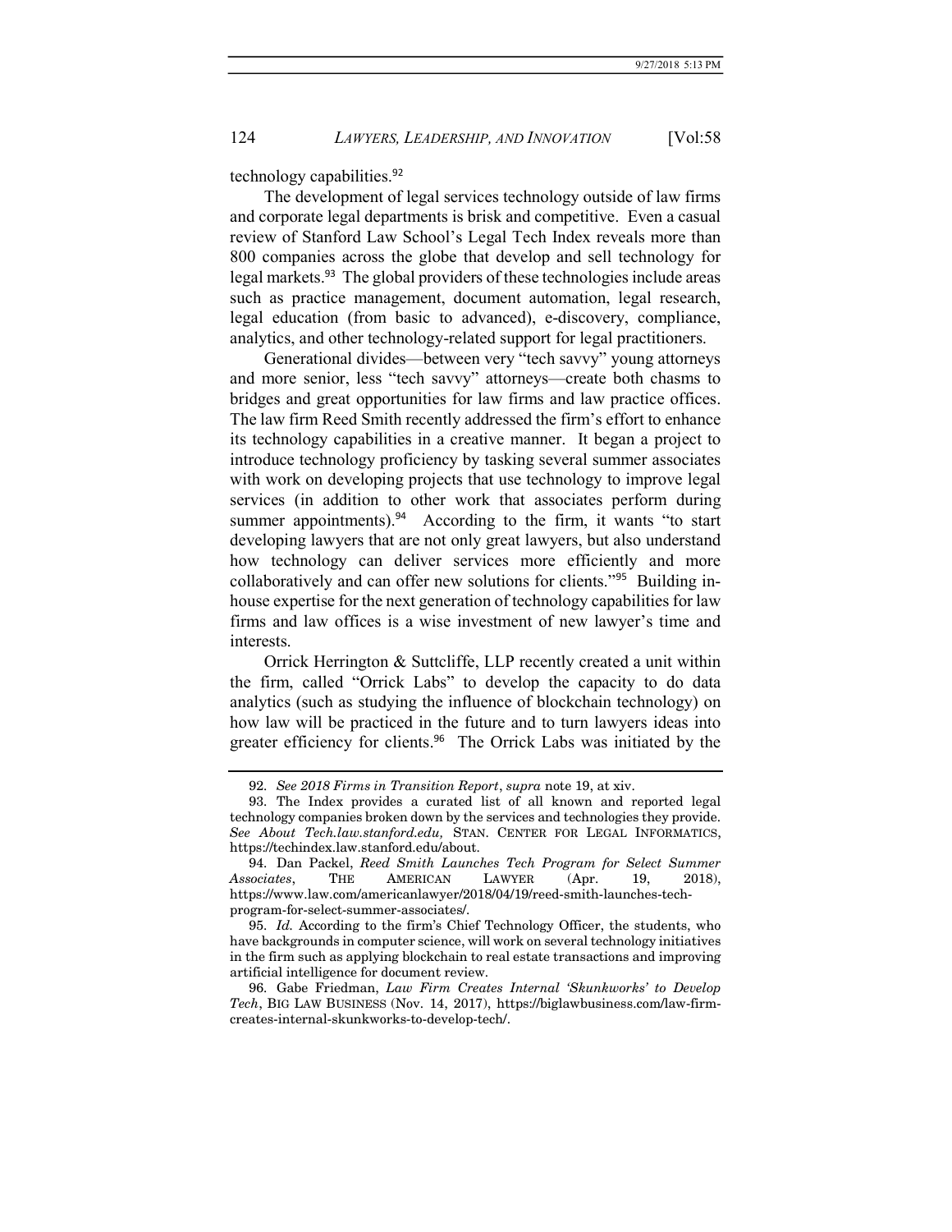technology capabilities.[92]

The development of legal services technology outside of law firms and corporate legal departments is brisk and competitive. Even a casual review of Stanford Law School's Legal Tech Index reveals more than 800 companies across the globe that develop and sell technology for legal markets.[93] The global providers of these technologies include areas such as practice management, document automation, legal research, legal education (from basic to advanced), e-discovery, compliance, analytics, and other technology-related support for legal practitioners.

Generational divides—between very "tech savvy" young attorneys and more senior, less "tech savvy" attorneys—create both chasms to bridges and great opportunities for law firms and law practice offices. The law firm Reed Smith recently addressed the firm's effort to enhance its technology capabilities in a creative manner. It began a project to introduce technology proficiency by tasking several summer associates with work on developing projects that use technology to improve legal services (in addition to other work that associates perform during summer appointments).[94] According to the firm, it wants "to start developing lawyers that are not only great lawyers, but also understand how technology can deliver services more efficiently and more collaboratively and can offer new solutions for clients."[95] Building in-house expertise for the next generation of technology capabilities for law firms and law offices is a wise investment of new lawyer's time and interests.

Orrick Herrington & Suttcliffe, LLP recently created a unit within the firm, called "Orrick Labs" to develop the capacity to do data analytics (such as studying the influence of blockchain technology) on how law will be practiced in the future and to turn lawyers ideas into greater efficiency for clients.[96] The Orrick Labs was initiated by the

---

92. *See 2018 Firms in Transition Report*, *supra* note 19, at xiv.

93. The Index provides a curated list of all known and reported legal technology companies broken down by the services and technologies they provide. *See About Tech.law.stanford.edu,* STAN. CENTER FOR LEGAL INFORMATICS, https://techindex.law.stanford.edu/about.

94. Dan Packel, *Reed Smith Launches Tech Program for Select Summer Associates*, THE AMERICAN LAWYER (Apr. 19, 2018), https://www.law.com/americanlawyer/2018/04/19/reed-smith-launches-tech-program-for-select-summer-associates/.

95. *Id.* According to the firm's Chief Technology Officer, the students, who have backgrounds in computer science, will work on several technology initiatives in the firm such as applying blockchain to real estate transactions and improving artificial intelligence for document review.

96. Gabe Friedman, *Law Firm Creates Internal 'Skunkworks' to Develop Tech*, BIG LAW BUSINESS (Nov. 14, 2017), https://biglawbusiness.com/law-firm-creates-internal-skunkworks-to-develop-tech/.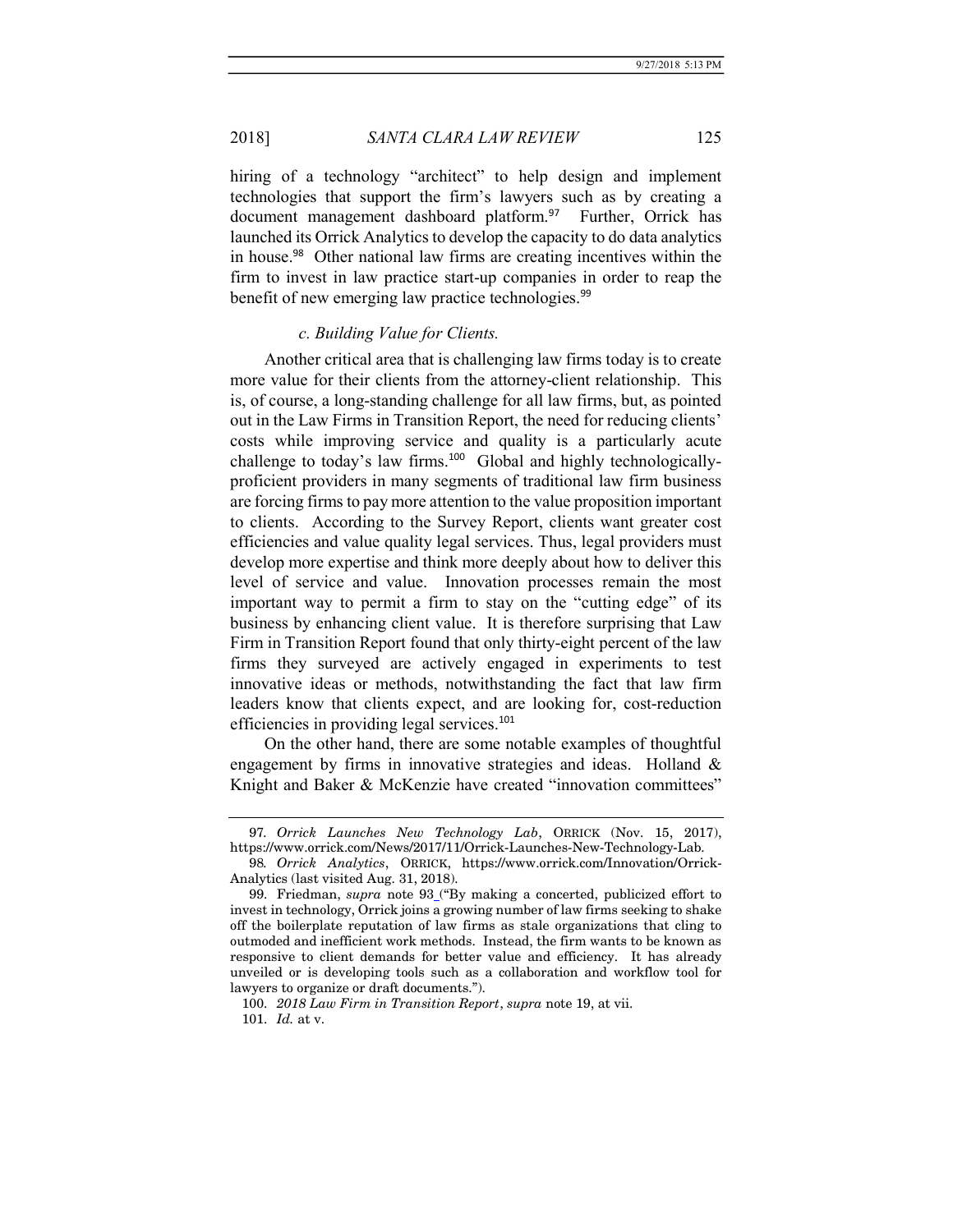hiring of a technology "architect" to help design and implement technologies that support the firm's lawyers such as by creating a document management dashboard platform.[97] Further, Orrick has launched its Orrick Analytics to develop the capacity to do data analytics in house.[98] Other national law firms are creating incentives within the firm to invest in law practice start-up companies in order to reap the benefit of new emerging law practice technologies.[99]

### *c. Building Value for Clients.*

Another critical area that is challenging law firms today is to create more value for their clients from the attorney-client relationship. This is, of course, a long-standing challenge for all law firms, but, as pointed out in the Law Firms in Transition Report, the need for reducing clients' costs while improving service and quality is a particularly acute challenge to today's law firms.[100] Global and highly technologically-proficient providers in many segments of traditional law firm business are forcing firms to pay more attention to the value proposition important to clients. According to the Survey Report, clients want greater cost efficiencies and value quality legal services. Thus, legal providers must develop more expertise and think more deeply about how to deliver this level of service and value. Innovation processes remain the most important way to permit a firm to stay on the "cutting edge" of its business by enhancing client value. It is therefore surprising that Law Firm in Transition Report found that only thirty-eight percent of the law firms they surveyed are actively engaged in experiments to test innovative ideas or methods, notwithstanding the fact that law firm leaders know that clients expect, and are looking for, cost-reduction efficiencies in providing legal services.[101]

On the other hand, there are some notable examples of thoughtful engagement by firms in innovative strategies and ideas. Holland & Knight and Baker & McKenzie have created "innovation committees"

---

97. *Orrick Launches New Technology Lab*, ORRICK (Nov. 15, 2017), https://www.orrick.com/News/2017/11/Orrick-Launches-New-Technology-Lab.

98. *Orrick Analytics*, ORRICK, https://www.orrick.com/Innovation/Orrick-Analytics (last visited Aug. 31, 2018).

99. Friedman, *supra* note 93 ("By making a concerted, publicized effort to invest in technology, Orrick joins a growing number of law firms seeking to shake off the boilerplate reputation of law firms as stale organizations that cling to outmoded and inefficient work methods. Instead, the firm wants to be known as responsive to client demands for better value and efficiency. It has already unveiled or is developing tools such as a collaboration and workflow tool for lawyers to organize or draft documents.").

100. *2018 Law Firm in Transition Report*, *supra* note 19, at vii.

101. *Id.* at v.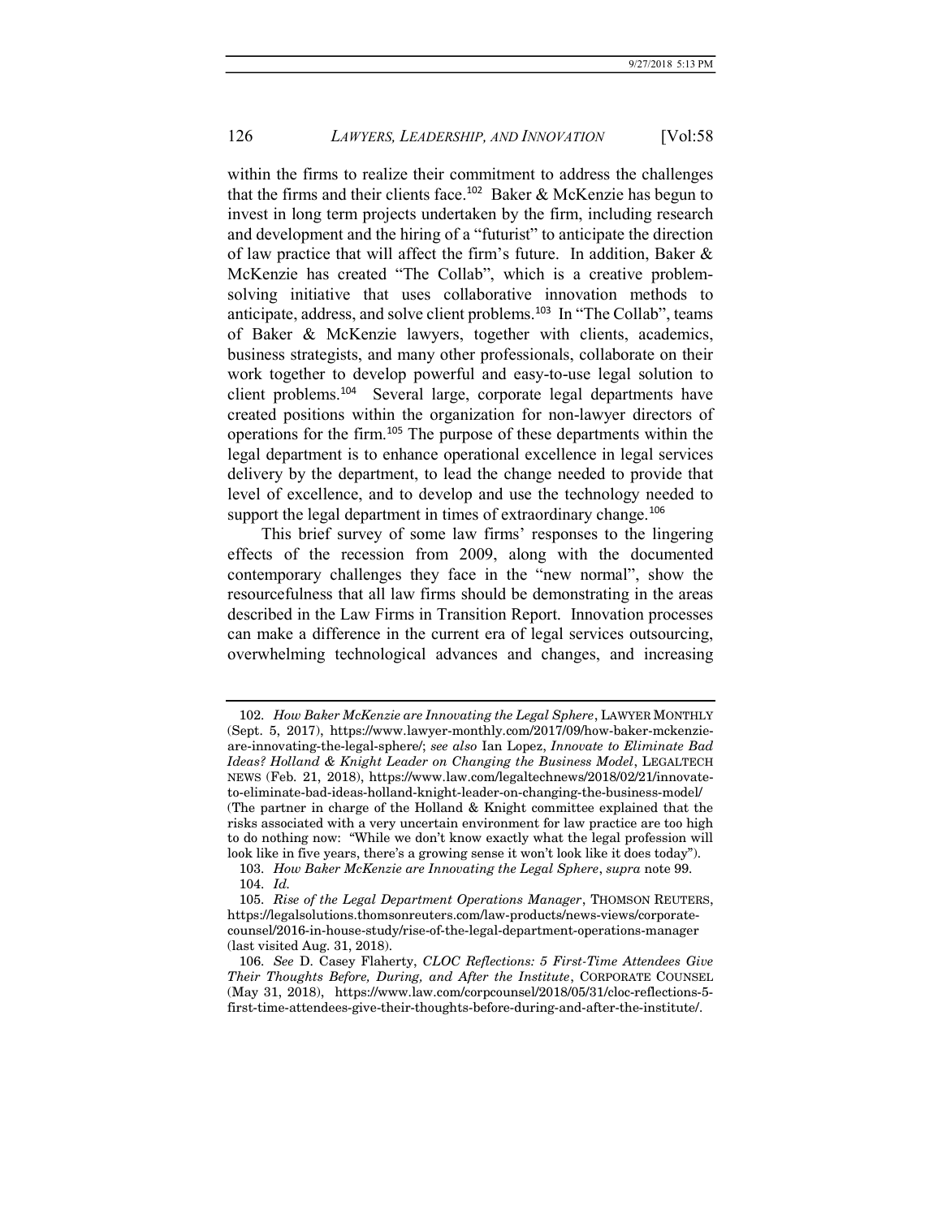within the firms to realize their commitment to address the challenges that the firms and their clients face.[102] Baker & McKenzie has begun to invest in long term projects undertaken by the firm, including research and development and the hiring of a "futurist" to anticipate the direction of law practice that will affect the firm's future. In addition, Baker & McKenzie has created "The Collab", which is a creative problem-solving initiative that uses collaborative innovation methods to anticipate, address, and solve client problems.[103] In "The Collab", teams of Baker & McKenzie lawyers, together with clients, academics, business strategists, and many other professionals, collaborate on their work together to develop powerful and easy-to-use legal solution to client problems.[104] Several large, corporate legal departments have created positions within the organization for non-lawyer directors of operations for the firm.[105] The purpose of these departments within the legal department is to enhance operational excellence in legal services delivery by the department, to lead the change needed to provide that level of excellence, and to develop and use the technology needed to support the legal department in times of extraordinary change.[106]

This brief survey of some law firms' responses to the lingering effects of the recession from 2009, along with the documented contemporary challenges they face in the "new normal", show the resourcefulness that all law firms should be demonstrating in the areas described in the Law Firms in Transition Report. Innovation processes can make a difference in the current era of legal services outsourcing, overwhelming technological advances and changes, and increasing

---

102. *How Baker McKenzie are Innovating the Legal Sphere*, LAWYER MONTHLY (Sept. 5, 2017), https://www.lawyer-monthly.com/2017/09/how-baker-mckenzie-are-innovating-the-legal-sphere/; *see also* Ian Lopez, *Innovate to Eliminate Bad Ideas? Holland & Knight Leader on Changing the Business Model*, LEGALTECH NEWS (Feb. 21, 2018), https://www.law.com/legaltechnews/2018/02/21/innovate-to-eliminate-bad-ideas-holland-knight-leader-on-changing-the-business-model/ (The partner in charge of the Holland & Knight committee explained that the risks associated with a very uncertain environment for law practice are too high to do nothing now: "While we don't know exactly what the legal profession will look like in five years, there's a growing sense it won't look like it does today").

103. *How Baker McKenzie are Innovating the Legal Sphere*, *supra* note 99.

104. *Id.*

105. *Rise of the Legal Department Operations Manager*, THOMSON REUTERS, https://legalsolutions.thomsonreuters.com/law-products/news-views/corporate-counsel/2016-in-house-study/rise-of-the-legal-department-operations-manager (last visited Aug. 31, 2018).

106. *See* D. Casey Flaherty, *CLOC Reflections: 5 First-Time Attendees Give Their Thoughts Before, During, and After the Institute*, CORPORATE COUNSEL (May 31, 2018), https://www.law.com/corpcounsel/2018/05/31/cloc-reflections-5-first-time-attendees-give-their-thoughts-before-during-and-after-the-institute/.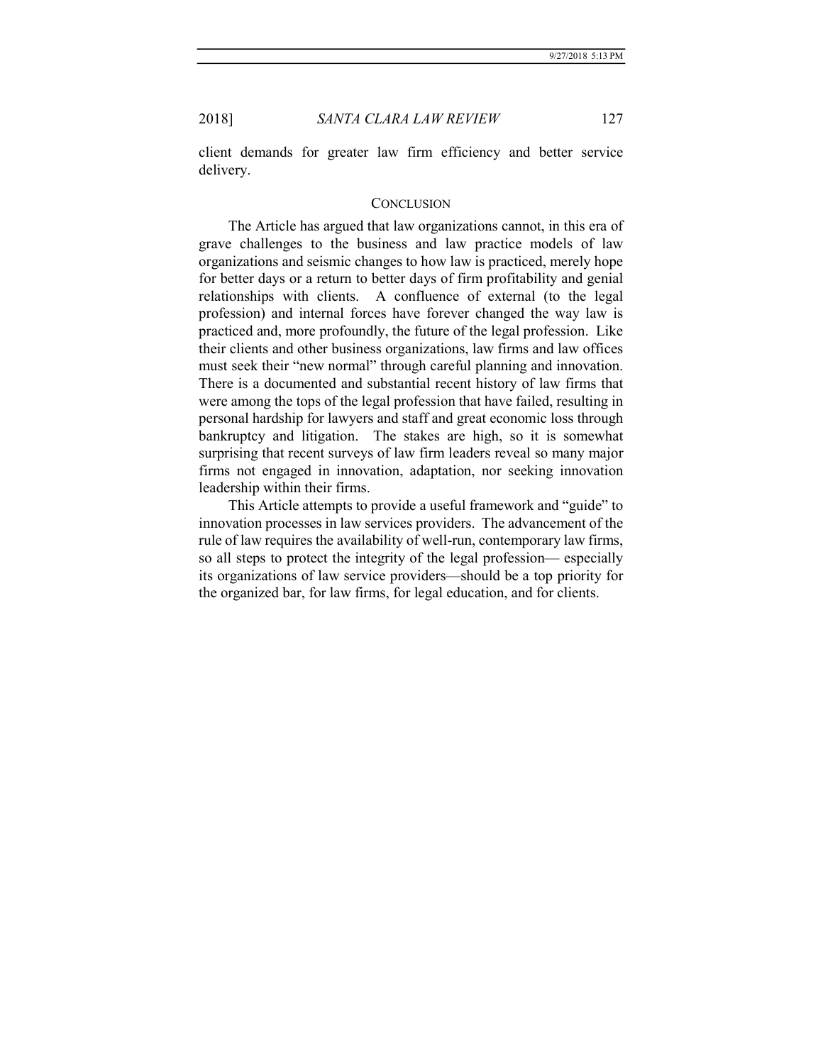client demands for greater law firm efficiency and better service delivery.

## CONCLUSION

The Article has argued that law organizations cannot, in this era of grave challenges to the business and law practice models of law organizations and seismic changes to how law is practiced, merely hope for better days or a return to better days of firm profitability and genial relationships with clients. A confluence of external (to the legal profession) and internal forces have forever changed the way law is practiced and, more profoundly, the future of the legal profession. Like their clients and other business organizations, law firms and law offices must seek their "new normal" through careful planning and innovation. There is a documented and substantial recent history of law firms that were among the tops of the legal profession that have failed, resulting in personal hardship for lawyers and staff and great economic loss through bankruptcy and litigation. The stakes are high, so it is somewhat surprising that recent surveys of law firm leaders reveal so many major firms not engaged in innovation, adaptation, nor seeking innovation leadership within their firms.

This Article attempts to provide a useful framework and "guide" to innovation processes in law services providers. The advancement of the rule of law requires the availability of well-run, contemporary law firms, so all steps to protect the integrity of the legal profession— especially its organizations of law service providers—should be a top priority for the organized bar, for law firms, for legal education, and for clients.